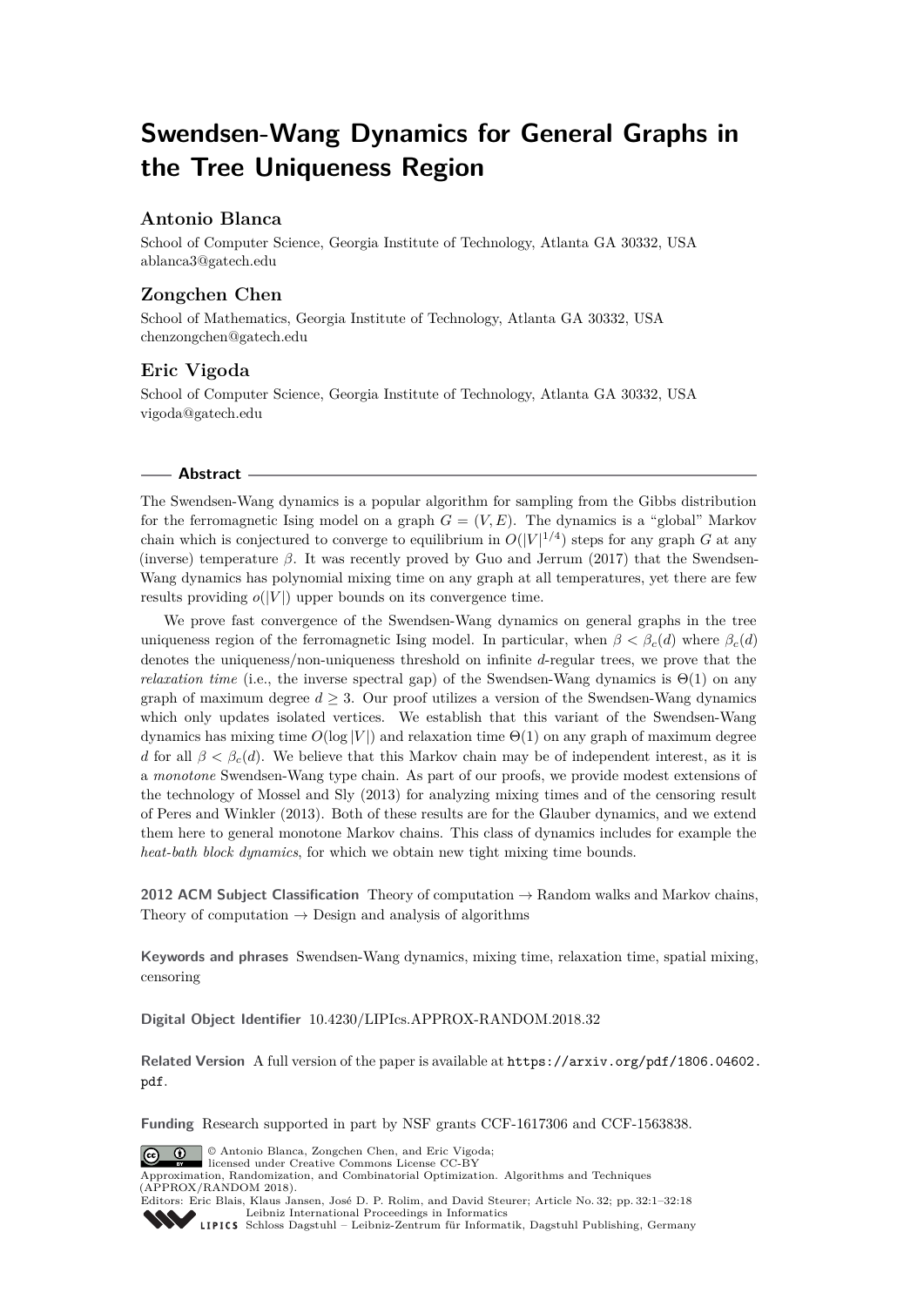# Swendsen-Wang Dynamics for General Graphs in the Tree Uniqueness Region

### Antonio Blanca

School of Computer Science, Georgia Institute of Technology, Atlanta GA 30332, USA
ablanca3@gatech.edu

### Zongchen Chen

School of Mathematics, Georgia Institute of Technology, Atlanta GA 30332, USA
chenzongchen@gatech.edu

### Eric Vigoda

School of Computer Science, Georgia Institute of Technology, Atlanta GA 30332, USA
vigoda@gatech.edu

## Abstract

The Swendsen-Wang dynamics is a popular algorithm for sampling from the Gibbs distribution for the ferromagnetic Ising model on a graph $G = (V, E)$. The dynamics is a "global" Markov chain which is conjectured to converge to equilibrium in $O(|V|^{1/4})$ steps for any graph $G$ at any (inverse) temperature $\beta$. It was recently proved by Guo and Jerrum (2017) that the Swendsen-Wang dynamics has polynomial mixing time on any graph at all temperatures, yet there are few results providing $o(|V|)$ upper bounds on its convergence time.

We prove fast convergence of the Swendsen-Wang dynamics on general graphs in the tree uniqueness region of the ferromagnetic Ising model. In particular, when $\beta < \beta_c(d)$ where $\beta_c(d)$ denotes the uniqueness/non-uniqueness threshold on infinite $d$-regular trees, we prove that the *relaxation time* (i.e., the inverse spectral gap) of the Swendsen-Wang dynamics is $\Theta(1)$ on any graph of maximum degree $d \geq 3$. Our proof utilizes a version of the Swendsen-Wang dynamics which only updates isolated vertices. We establish that this variant of the Swendsen-Wang dynamics has mixing time $O(\log |V|)$ and relaxation time $\Theta(1)$ on any graph of maximum degree $d$ for all $\beta < \beta_c(d)$. We believe that this Markov chain may be of independent interest, as it is a *monotone* Swendsen-Wang type chain. As part of our proofs, we provide modest extensions of the technology of Mossel and Sly (2013) for analyzing mixing times and of the censoring result of Peres and Winkler (2013). Both of these results are for the Glauber dynamics, and we extend them here to general monotone Markov chains. This class of dynamics includes for example the *heat-bath block dynamics*, for which we obtain new tight mixing time bounds.

**2012 ACM Subject Classification** Theory of computation → Random walks and Markov chains, Theory of computation → Design and analysis of algorithms

**Keywords and phrases** Swendsen-Wang dynamics, mixing time, relaxation time, spatial mixing, censoring

**Digital Object Identifier** 10.4230/LIPIcs.APPROX-RANDOM.2018.32

**Related Version** A full version of the paper is available at https://arxiv.org/pdf/1806.04602.pdf.

**Funding** Research supported in part by NSF grants CCF-1617306 and CCF-1563838.

© Antonio Blanca, Zongchen Chen, and Eric Vigoda;
licensed under Creative Commons License CC-BY
Approximation, Randomization, and Combinatorial Optimization. Algorithms and Techniques (APPROX/RANDOM 2018).
Editors: Eric Blais, Klaus Jansen, José D. P. Rolim, and David Steurer; Article No. 32; pp. 32:1–32:18
Leibniz International Proceedings in Informatics
Schloss Dagstuhl – Leibniz-Zentrum für Informatik, Dagstuhl Publishing, Germany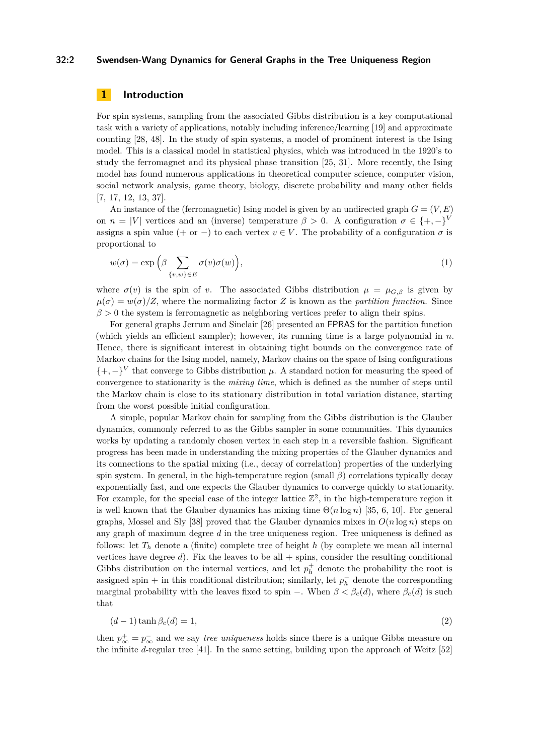# 1 Introduction

For spin systems, sampling from the associated Gibbs distribution is a key computational task with a variety of applications, notably including inference/learning [19] and approximate counting [28, 48]. In the study of spin systems, a model of prominent interest is the Ising model. This is a classical model in statistical physics, which was introduced in the 1920's to study the ferromagnet and its physical phase transition [25, 31]. More recently, the Ising model has found numerous applications in theoretical computer science, computer vision, social network analysis, game theory, biology, discrete probability and many other fields [7, 17, 12, 13, 37].

An instance of the (ferromagnetic) Ising model is given by an undirected graph $G = (V, E)$ on $n = |V|$ vertices and an (inverse) temperature $\beta > 0$. A configuration $\sigma \in \{+, -\}^V$ assigns a spin value ($+$ or $-$) to each vertex $v \in V$. The probability of a configuration $\sigma$ is proportional to

$$w(\sigma) = \exp\Big(\beta \sum_{\{v,w\} \in E} \sigma(v)\sigma(w)\Big), \tag{1}$$

where $\sigma(v)$ is the spin of $v$. The associated Gibbs distribution $\mu = \mu_{G,\beta}$ is given by $\mu(\sigma) = w(\sigma)/Z$, where the normalizing factor $Z$ is known as the *partition function*. Since $\beta > 0$ the system is ferromagnetic as neighboring vertices prefer to align their spins.

For general graphs Jerrum and Sinclair [26] presented an FPRAS for the partition function (which yields an efficient sampler); however, its running time is a large polynomial in $n$. Hence, there is significant interest in obtaining tight bounds on the convergence rate of Markov chains for the Ising model, namely, Markov chains on the space of Ising configurations $\{+, -\}^V$ that converge to Gibbs distribution $\mu$. A standard notion for measuring the speed of convergence to stationarity is the *mixing time*, which is defined as the number of steps until the Markov chain is close to its stationary distribution in total variation distance, starting from the worst possible initial configuration.

A simple, popular Markov chain for sampling from the Gibbs distribution is the Glauber dynamics, commonly referred to as the Gibbs sampler in some communities. This dynamics works by updating a randomly chosen vertex in each step in a reversible fashion. Significant progress has been made in understanding the mixing properties of the Glauber dynamics and its connections to the spatial mixing (i.e., decay of correlation) properties of the underlying spin system. In general, in the high-temperature region (small $\beta$) correlations typically decay exponentially fast, and one expects the Glauber dynamics to converge quickly to stationarity. For example, for the special case of the integer lattice $\mathbb{Z}^2$, in the high-temperature region it is well known that the Glauber dynamics has mixing time $\Theta(n \log n)$ [35, 6, 10]. For general graphs, Mossel and Sly [38] proved that the Glauber dynamics mixes in $O(n \log n)$ steps on any graph of maximum degree $d$ in the tree uniqueness region. Tree uniqueness is defined as follows: let $T_h$ denote a (finite) complete tree of height $h$ (by complete we mean all internal vertices have degree $d$). Fix the leaves to be all $+$ spins, consider the resulting conditional Gibbs distribution on the internal vertices, and let $p_h^+$ denote the probability the root is assigned spin $+$ in this conditional distribution; similarly, let $p_h^-$ denote the corresponding marginal probability with the leaves fixed to spin $-$. When $\beta < \beta_c(d)$, where $\beta_c(d)$ is such that

$$(d - 1) \tanh \beta_c(d) = 1, \tag{2}$$

then $p_\infty^+ = p_\infty^-$ and we say *tree uniqueness* holds since there is a unique Gibbs measure on the infinite $d$-regular tree [41]. In the same setting, building upon the approach of Weitz [52]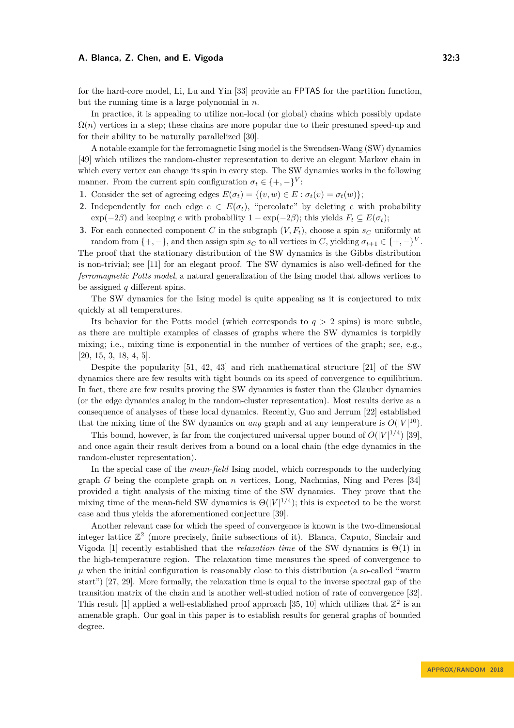for the hard-core model, Li, Lu and Yin [33] provide an FPTAS for the partition function, but the running time is a large polynomial in $n$.

In practice, it is appealing to utilize non-local (or global) chains which possibly update $\Omega(n)$ vertices in a step; these chains are more popular due to their presumed speed-up and for their ability to be naturally parallelized [30].

A notable example for the ferromagnetic Ising model is the Swendsen-Wang (SW) dynamics [49] which utilizes the random-cluster representation to derive an elegant Markov chain in which every vertex can change its spin in every step. The SW dynamics works in the following manner. From the current spin configuration $\sigma_t \in \{+,-\}^V$:

1. Consider the set of agreeing edges $E(\sigma_t) = \{(v,w) \in E : \sigma_t(v) = \sigma_t(w)\}$;
2. Independently for each edge $e \in E(\sigma_t)$, "percolate" by deleting $e$ with probability $\exp(-2\beta)$ and keeping $e$ with probability $1 - \exp(-2\beta)$; this yields $F_t \subseteq E(\sigma_t)$;
3. For each connected component $C$ in the subgraph $(V, F_t)$, choose a spin $s_C$ uniformly at random from $\{+,-\}$, and then assign spin $s_C$ to all vertices in $C$, yielding $\sigma_{t+1} \in \{+,-\}^V$.

The proof that the stationary distribution of the SW dynamics is the Gibbs distribution is non-trivial; see [11] for an elegant proof. The SW dynamics is also well-defined for the *ferromagnetic Potts model*, a natural generalization of the Ising model that allows vertices to be assigned $q$ different spins.

The SW dynamics for the Ising model is quite appealing as it is conjectured to mix quickly at all temperatures.

Its behavior for the Potts model (which corresponds to $q > 2$ spins) is more subtle, as there are multiple examples of classes of graphs where the SW dynamics is torpidly mixing; i.e., mixing time is exponential in the number of vertices of the graph; see, e.g., [20, 15, 3, 18, 4, 5].

Despite the popularity [51, 42, 43] and rich mathematical structure [21] of the SW dynamics there are few results with tight bounds on its speed of convergence to equilibrium. In fact, there are few results proving the SW dynamics is faster than the Glauber dynamics (or the edge dynamics analog in the random-cluster representation). Most results derive as a consequence of analyses of these local dynamics. Recently, Guo and Jerrum [22] established that the mixing time of the SW dynamics on *any* graph and at any temperature is $O(|V|^{10})$.

This bound, however, is far from the conjectured universal upper bound of $O(|V|^{1/4})$ [39], and once again their result derives from a bound on a local chain (the edge dynamics in the random-cluster representation).

In the special case of the *mean-field* Ising model, which corresponds to the underlying graph $G$ being the complete graph on $n$ vertices, Long, Nachmias, Ning and Peres [34] provided a tight analysis of the mixing time of the SW dynamics. They prove that the mixing time of the mean-field SW dynamics is $\Theta(|V|^{1/4})$; this is expected to be the worst case and thus yields the aforementioned conjecture [39].

Another relevant case for which the speed of convergence is known is the two-dimensional integer lattice $\mathbb{Z}^2$ (more precisely, finite subsections of it). Blanca, Caputo, Sinclair and Vigoda [1] recently established that the *relaxation time* of the SW dynamics is $\Theta(1)$ in the high-temperature region. The relaxation time measures the speed of convergence to $\mu$ when the initial configuration is reasonably close to this distribution (a so-called "warm start") [27, 29]. More formally, the relaxation time is equal to the inverse spectral gap of the transition matrix of the chain and is another well-studied notion of rate of convergence [32]. This result [1] applied a well-established proof approach [35, 10] which utilizes that $\mathbb{Z}^2$ is an amenable graph. Our goal in this paper is to establish results for general graphs of bounded degree.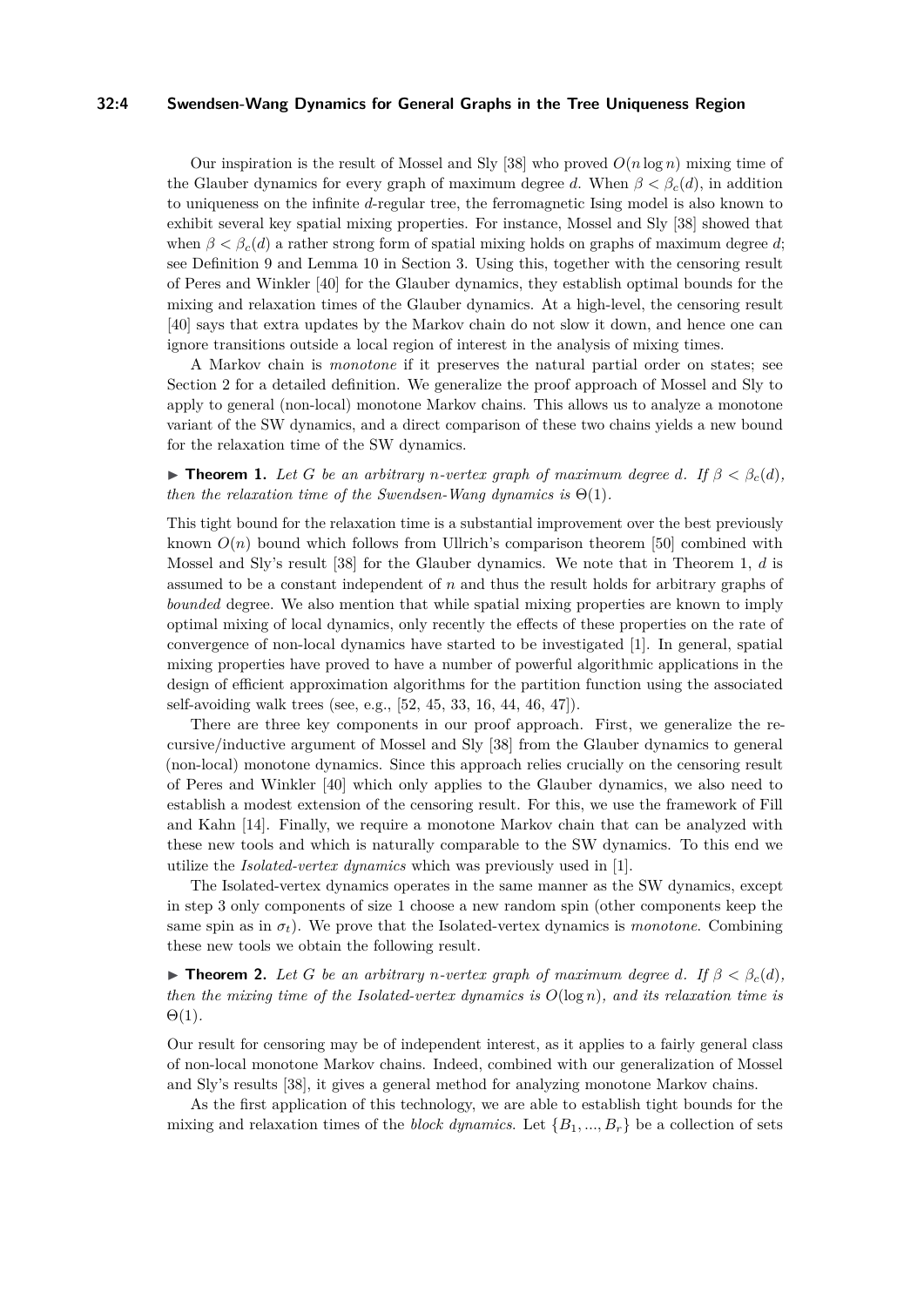Our inspiration is the result of Mossel and Sly [38] who proved $O(n \log n)$ mixing time of the Glauber dynamics for every graph of maximum degree $d$. When $\beta < \beta_c(d)$, in addition to uniqueness on the infinite $d$-regular tree, the ferromagnetic Ising model is also known to exhibit several key spatial mixing properties. For instance, Mossel and Sly [38] showed that when $\beta < \beta_c(d)$ a rather strong form of spatial mixing holds on graphs of maximum degree $d$; see Definition 9 and Lemma 10 in Section 3. Using this, together with the censoring result of Peres and Winkler [40] for the Glauber dynamics, they establish optimal bounds for the mixing and relaxation times of the Glauber dynamics. At a high-level, the censoring result [40] says that extra updates by the Markov chain do not slow it down, and hence one can ignore transitions outside a local region of interest in the analysis of mixing times.

A Markov chain is *monotone* if it preserves the natural partial order on states; see Section 2 for a detailed definition. We generalize the proof approach of Mossel and Sly to apply to general (non-local) monotone Markov chains. This allows us to analyze a monotone variant of the SW dynamics, and a direct comparison of these two chains yields a new bound for the relaxation time of the SW dynamics.

▶ **Theorem 1.** *Let $G$ be an arbitrary $n$-vertex graph of maximum degree $d$. If $\beta < \beta_c(d)$, then the relaxation time of the Swendsen-Wang dynamics is $\Theta(1)$.*

This tight bound for the relaxation time is a substantial improvement over the best previously known $O(n)$ bound which follows from Ullrich's comparison theorem [50] combined with Mossel and Sly's result [38] for the Glauber dynamics. We note that in Theorem 1, $d$ is assumed to be a constant independent of $n$ and thus the result holds for arbitrary graphs of *bounded* degree. We also mention that while spatial mixing properties are known to imply optimal mixing of local dynamics, only recently the effects of these properties on the rate of convergence of non-local dynamics have started to be investigated [1]. In general, spatial mixing properties have proved to have a number of powerful algorithmic applications in the design of efficient approximation algorithms for the partition function using the associated self-avoiding walk trees (see, e.g., [52, 45, 33, 16, 44, 46, 47]).

There are three key components in our proof approach. First, we generalize the recursive/inductive argument of Mossel and Sly [38] from the Glauber dynamics to general (non-local) monotone dynamics. Since this approach relies crucially on the censoring result of Peres and Winkler [40] which only applies to the Glauber dynamics, we also need to establish a modest extension of the censoring result. For this, we use the framework of Fill and Kahn [14]. Finally, we require a monotone Markov chain that can be analyzed with these new tools and which is naturally comparable to the SW dynamics. To this end we utilize the *Isolated-vertex dynamics* which was previously used in [1].

The Isolated-vertex dynamics operates in the same manner as the SW dynamics, except in step 3 only components of size 1 choose a new random spin (other components keep the same spin as in $\sigma_t$). We prove that the Isolated-vertex dynamics is *monotone*. Combining these new tools we obtain the following result.

▶ **Theorem 2.** *Let $G$ be an arbitrary $n$-vertex graph of maximum degree $d$. If $\beta < \beta_c(d)$, then the mixing time of the Isolated-vertex dynamics is $O(\log n)$, and its relaxation time is $\Theta(1)$.*

Our result for censoring may be of independent interest, as it applies to a fairly general class of non-local monotone Markov chains. Indeed, combined with our generalization of Mossel and Sly's results [38], it gives a general method for analyzing monotone Markov chains.

As the first application of this technology, we are able to establish tight bounds for the mixing and relaxation times of the *block dynamics*. Let $\{B_1, ..., B_r\}$ be a collection of sets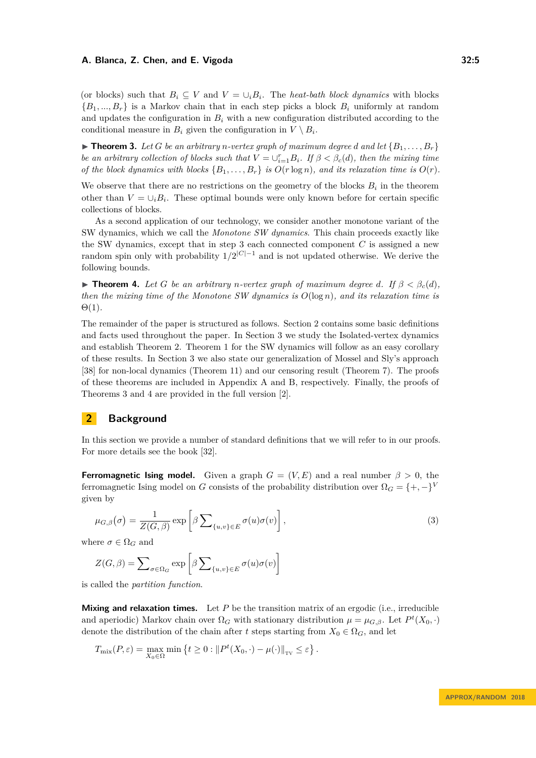(or blocks) such that $B_i \subseteq V$ and $V = \cup_i B_i$. The *heat-bath block dynamics* with blocks $\{B_1, ..., B_r\}$ is a Markov chain that in each step picks a block $B_i$ uniformly at random and updates the configuration in $B_i$ with a new configuration distributed according to the conditional measure in $B_i$ given the configuration in $V \setminus B_i$.

▶ **Theorem 3.** *Let $G$ be an arbitrary $n$-vertex graph of maximum degree $d$ and let $\{B_1, \ldots, B_r\}$ be an arbitrary collection of blocks such that $V = \cup_{i=1}^r B_i$. If $\beta < \beta_c(d)$, then the mixing time of the block dynamics with blocks $\{B_1, \ldots, B_r\}$ is $O(r \log n)$, and its relaxation time is $O(r)$.*

We observe that there are no restrictions on the geometry of the blocks $B_i$ in the theorem other than $V = \cup_i B_i$. These optimal bounds were only known before for certain specific collections of blocks.

As a second application of our technology, we consider another monotone variant of the SW dynamics, which we call the *Monotone SW dynamics*. This chain proceeds exactly like the SW dynamics, except that in step 3 each connected component $C$ is assigned a new random spin only with probability $1/2^{|C|-1}$ and is not updated otherwise. We derive the following bounds.

▶ **Theorem 4.** *Let $G$ be an arbitrary $n$-vertex graph of maximum degree $d$. If $\beta < \beta_c(d)$, then the mixing time of the Monotone SW dynamics is $O(\log n)$, and its relaxation time is $\Theta(1)$.*

The remainder of the paper is structured as follows. Section 2 contains some basic definitions and facts used throughout the paper. In Section 3 we study the Isolated-vertex dynamics and establish Theorem 2. Theorem 1 for the SW dynamics will follow as an easy corollary of these results. In Section 3 we also state our generalization of Mossel and Sly's approach [38] for non-local dynamics (Theorem 11) and our censoring result (Theorem 7). The proofs of these theorems are included in Appendix A and B, respectively. Finally, the proofs of Theorems 3 and 4 are provided in the full version [2].

## 2 Background

In this section we provide a number of standard definitions that we will refer to in our proofs. For more details see the book [32].

**Ferromagnetic Ising model.** Given a graph $G = (V, E)$ and a real number $\beta > 0$, the ferromagnetic Ising model on $G$ consists of the probability distribution over $\Omega_G = \{+, -\}^V$ given by

$$\mu_{G,\beta}(\sigma) = \frac{1}{Z(G, \beta)} \exp\left[\beta \sum\nolimits_{\{u,v\} \in E} \sigma(u)\sigma(v)\right], \tag{3}$$

where $\sigma \in \Omega_G$ and

$$Z(G, \beta) = \sum\nolimits_{\sigma \in \Omega_G} \exp\left[\beta \sum\nolimits_{\{u,v\} \in E} \sigma(u)\sigma(v)\right]$$

is called the *partition function*.

**Mixing and relaxation times.** Let $P$ be the transition matrix of an ergodic (i.e., irreducible and aperiodic) Markov chain over $\Omega_G$ with stationary distribution $\mu = \mu_{G,\beta}$. Let $P^t(X_0, \cdot)$ denote the distribution of the chain after $t$ steps starting from $X_0 \in \Omega_G$, and let

$$T_{\text{mix}}(P, \varepsilon) = \max_{X_0 \in \Omega} \min\left\{t \geq 0 : \|P^t(X_0, \cdot) - \mu(\cdot)\|_{\text{TV}} \leq \varepsilon\right\}.$$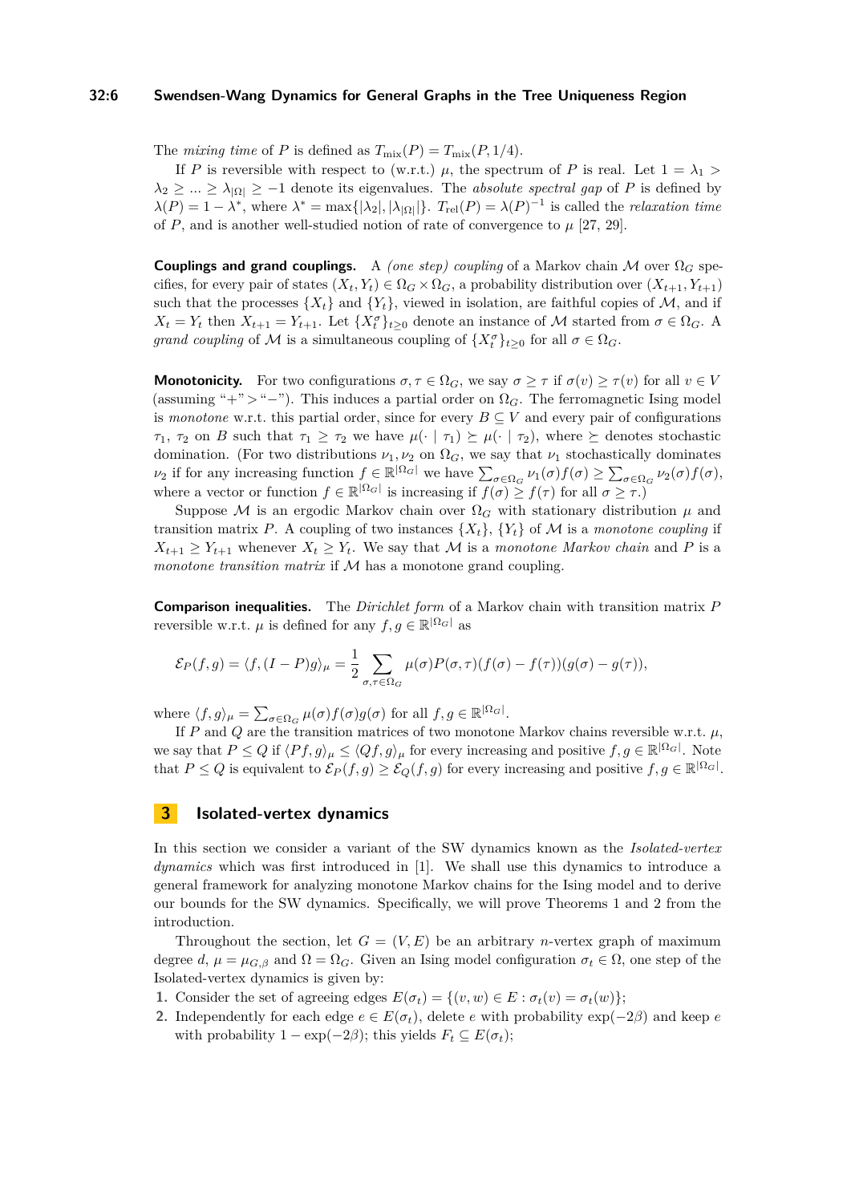The *mixing time* of $P$ is defined as $T_{\rm mix}(P) = T_{\rm mix}(P, 1/4)$.

If $P$ is reversible with respect to (w.r.t.) $\mu$, the spectrum of $P$ is real. Let $1 = \lambda_1 > \lambda_2 \geq \ldots \geq \lambda_{|\Omega|} \geq -1$ denote its eigenvalues. The *absolute spectral gap* of $P$ is defined by $\lambda(P) = 1 - \lambda^*$, where $\lambda^* = \max\{|\lambda_2|, |\lambda_{|\Omega|}|\}$. $T_{\rm rel}(P) = \lambda(P)^{-1}$ is called the *relaxation time* of $P$, and is another well-studied notion of rate of convergence to $\mu$ [27, 29].

**Couplings and grand couplings.** A *(one step) coupling* of a Markov chain $\mathcal{M}$ over $\Omega_G$ specifies, for every pair of states $(X_t, Y_t) \in \Omega_G \times \Omega_G$, a probability distribution over $(X_{t+1}, Y_{t+1})$ such that the processes $\{X_t\}$ and $\{Y_t\}$, viewed in isolation, are faithful copies of $\mathcal{M}$, and if $X_t = Y_t$ then $X_{t+1} = Y_{t+1}$. Let $\{X_t^\sigma\}_{t \geq 0}$ denote an instance of $\mathcal{M}$ started from $\sigma \in \Omega_G$. A *grand coupling* of $\mathcal{M}$ is a simultaneous coupling of $\{X_t^\sigma\}_{t \geq 0}$ for all $\sigma \in \Omega_G$.

**Monotonicity.** For two configurations $\sigma, \tau \in \Omega_G$, we say $\sigma \geq \tau$ if $\sigma(v) \geq \tau(v)$ for all $v \in V$ (assuming "$+$" $>$ "$-$"). This induces a partial order on $\Omega_G$. The ferromagnetic Ising model is *monotone* w.r.t. this partial order, since for every $B \subseteq V$ and every pair of configurations $\tau_1$, $\tau_2$ on $B$ such that $\tau_1 \geq \tau_2$ we have $\mu(\cdot \mid \tau_1) \succeq \mu(\cdot \mid \tau_2)$, where $\succeq$ denotes stochastic domination. (For two distributions $\nu_1, \nu_2$ on $\Omega_G$, we say that $\nu_1$ stochastically dominates $\nu_2$ if for any increasing function $f \in \mathbb{R}^{|\Omega_G|}$ we have $\sum_{\sigma \in \Omega_G} \nu_1(\sigma) f(\sigma) \geq \sum_{\sigma \in \Omega_G} \nu_2(\sigma) f(\sigma)$, where a vector or function $f \in \mathbb{R}^{|\Omega_G|}$ is increasing if $f(\sigma) \geq f(\tau)$ for all $\sigma \geq \tau$.)

Suppose $\mathcal{M}$ is an ergodic Markov chain over $\Omega_G$ with stationary distribution $\mu$ and transition matrix $P$. A coupling of two instances $\{X_t\}$, $\{Y_t\}$ of $\mathcal{M}$ is a *monotone coupling* if $X_{t+1} \geq Y_{t+1}$ whenever $X_t \geq Y_t$. We say that $\mathcal{M}$ is a *monotone Markov chain* and $P$ is a *monotone transition matrix* if $\mathcal{M}$ has a monotone grand coupling.

**Comparison inequalities.** The *Dirichlet form* of a Markov chain with transition matrix $P$ reversible w.r.t. $\mu$ is defined for any $f, g \in \mathbb{R}^{|\Omega_G|}$ as

$$\mathcal{E}_P(f, g) = \langle f, (I - P)g \rangle_\mu = \frac{1}{2} \sum_{\sigma, \tau \in \Omega_G} \mu(\sigma) P(\sigma, \tau)(f(\sigma) - f(\tau))(g(\sigma) - g(\tau)),$$

where $\langle f, g \rangle_\mu = \sum_{\sigma \in \Omega_G} \mu(\sigma) f(\sigma) g(\sigma)$ for all $f, g \in \mathbb{R}^{|\Omega_G|}$.

If $P$ and $Q$ are the transition matrices of two monotone Markov chains reversible w.r.t. $\mu$, we say that $P \leq Q$ if $\langle Pf, g \rangle_\mu \leq \langle Qf, g \rangle_\mu$ for every increasing and positive $f, g \in \mathbb{R}^{|\Omega_G|}$. Note that $P \leq Q$ is equivalent to $\mathcal{E}_P(f, g) \geq \mathcal{E}_Q(f, g)$ for every increasing and positive $f, g \in \mathbb{R}^{|\Omega_G|}$.

## 3 Isolated-vertex dynamics

In this section we consider a variant of the SW dynamics known as the *Isolated-vertex dynamics* which was first introduced in [1]. We shall use this dynamics to introduce a general framework for analyzing monotone Markov chains for the Ising model and to derive our bounds for the SW dynamics. Specifically, we will prove Theorems 1 and 2 from the introduction.

Throughout the section, let $G = (V, E)$ be an arbitrary $n$-vertex graph of maximum degree $d$, $\mu = \mu_{G,\beta}$ and $\Omega = \Omega_G$. Given an Ising model configuration $\sigma_t \in \Omega$, one step of the Isolated-vertex dynamics is given by:

1. Consider the set of agreeing edges $E(\sigma_t) = \{(v, w) \in E : \sigma_t(v) = \sigma_t(w)\}$;
2. Independently for each edge $e \in E(\sigma_t)$, delete $e$ with probability $\exp(-2\beta)$ and keep $e$ with probability $1 - \exp(-2\beta)$; this yields $F_t \subseteq E(\sigma_t)$;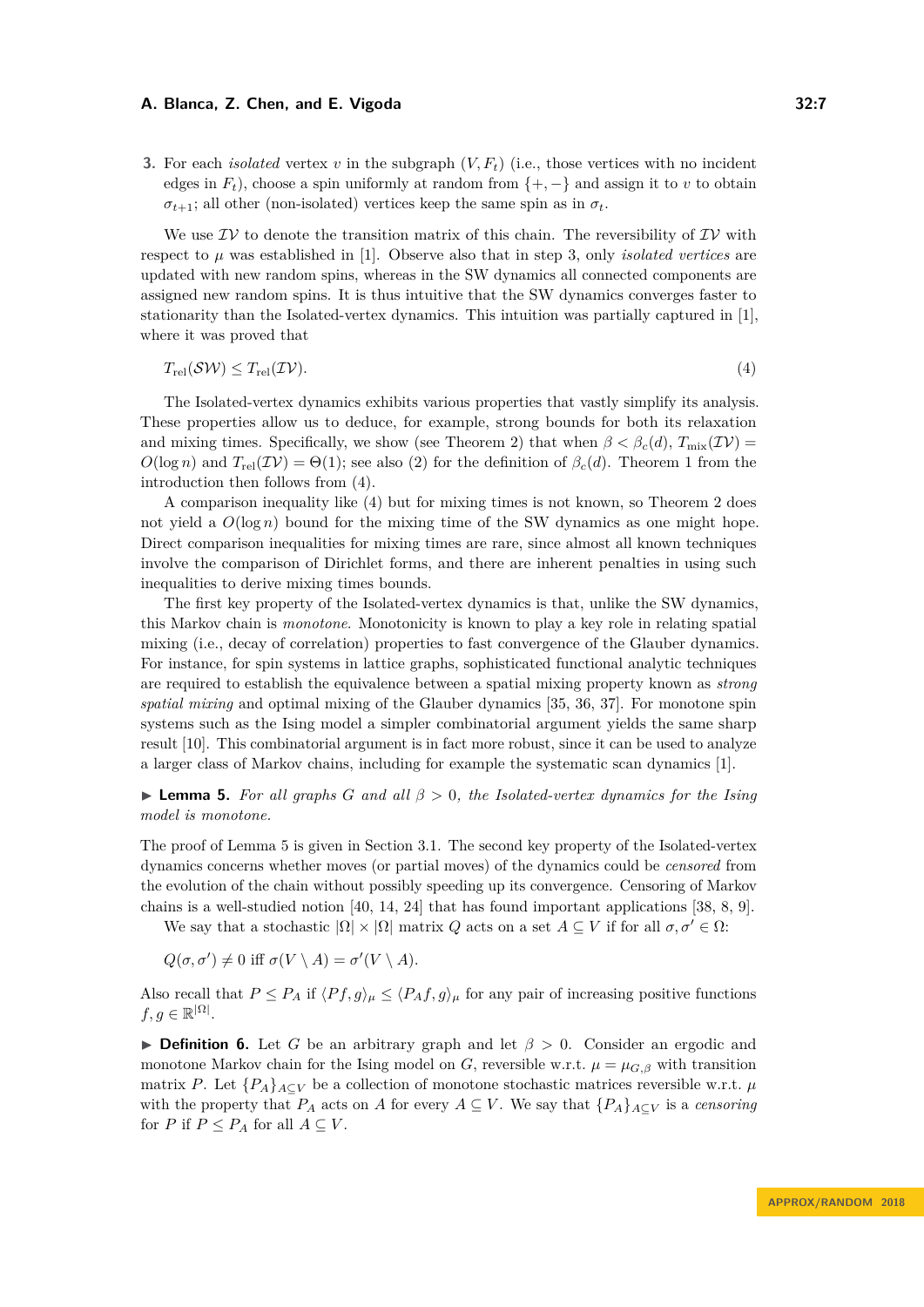3. For each *isolated* vertex $v$ in the subgraph $(V, F_t)$ (i.e., those vertices with no incident edges in $F_t$), choose a spin uniformly at random from $\{+,-\}$ and assign it to $v$ to obtain $\sigma_{t+1}$; all other (non-isolated) vertices keep the same spin as in $\sigma_t$.

We use $\mathcal{IV}$ to denote the transition matrix of this chain. The reversibility of $\mathcal{IV}$ with respect to $\mu$ was established in [1]. Observe also that in step 3, only *isolated vertices* are updated with new random spins, whereas in the SW dynamics all connected components are assigned new random spins. It is thus intuitive that the SW dynamics converges faster to stationarity than the Isolated-vertex dynamics. This intuition was partially captured in [1], where it was proved that

$$T_{\mathrm{rel}}(\mathcal{SW}) \leq T_{\mathrm{rel}}(\mathcal{IV}). \tag{4}$$

The Isolated-vertex dynamics exhibits various properties that vastly simplify its analysis. These properties allow us to deduce, for example, strong bounds for both its relaxation and mixing times. Specifically, we show (see Theorem 2) that when $\beta < \beta_c(d)$, $T_{\mathrm{mix}}(\mathcal{IV}) = O(\log n)$ and $T_{\mathrm{rel}}(\mathcal{IV}) = \Theta(1)$; see also (2) for the definition of $\beta_c(d)$. Theorem 1 from the introduction then follows from (4).

A comparison inequality like (4) but for mixing times is not known, so Theorem 2 does not yield a $O(\log n)$ bound for the mixing time of the SW dynamics as one might hope. Direct comparison inequalities for mixing times are rare, since almost all known techniques involve the comparison of Dirichlet forms, and there are inherent penalties in using such inequalities to derive mixing times bounds.

The first key property of the Isolated-vertex dynamics is that, unlike the SW dynamics, this Markov chain is *monotone*. Monotonicity is known to play a key role in relating spatial mixing (i.e., decay of correlation) properties to fast convergence of the Glauber dynamics. For instance, for spin systems in lattice graphs, sophisticated functional analytic techniques are required to establish the equivalence between a spatial mixing property known as *strong spatial mixing* and optimal mixing of the Glauber dynamics [35, 36, 37]. For monotone spin systems such as the Ising model a simpler combinatorial argument yields the same sharp result [10]. This combinatorial argument is in fact more robust, since it can be used to analyze a larger class of Markov chains, including for example the systematic scan dynamics [1].

▶ **Lemma 5.** *For all graphs $G$ and all $\beta > 0$, the Isolated-vertex dynamics for the Ising model is monotone.*

The proof of Lemma 5 is given in Section 3.1. The second key property of the Isolated-vertex dynamics concerns whether moves (or partial moves) of the dynamics could be *censored* from the evolution of the chain without possibly speeding up its convergence. Censoring of Markov chains is a well-studied notion [40, 14, 24] that has found important applications [38, 8, 9].

We say that a stochastic $|\Omega| \times |\Omega|$ matrix $Q$ acts on a set $A \subseteq V$ if for all $\sigma, \sigma' \in \Omega$:

$$Q(\sigma, \sigma') \neq 0 \text{ iff } \sigma(V \setminus A) = \sigma'(V \setminus A).$$

Also recall that $P \leq P_A$ if $\langle Pf, g \rangle_\mu \leq \langle P_A f, g \rangle_\mu$ for any pair of increasing positive functions $f, g \in \mathbb{R}^{|\Omega|}$.

▶ **Definition 6.** Let $G$ be an arbitrary graph and let $\beta > 0$. Consider an ergodic and monotone Markov chain for the Ising model on $G$, reversible w.r.t. $\mu = \mu_{G,\beta}$ with transition matrix $P$. Let $\{P_A\}_{A \subseteq V}$ be a collection of monotone stochastic matrices reversible w.r.t. $\mu$ with the property that $P_A$ acts on $A$ for every $A \subseteq V$. We say that $\{P_A\}_{A \subseteq V}$ is a *censoring* for $P$ if $P \leq P_A$ for all $A \subseteq V$.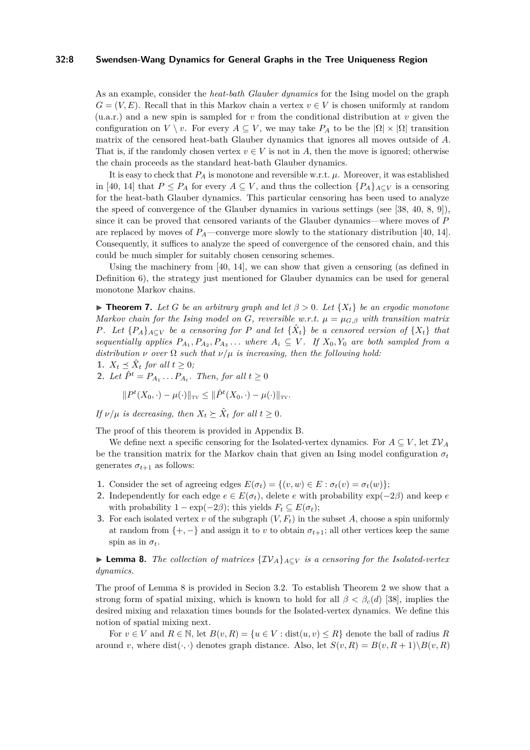As an example, consider the *heat-bath Glauber dynamics* for the Ising model on the graph $G = (V, E)$. Recall that in this Markov chain a vertex $v \in V$ is chosen uniformly at random (u.a.r.) and a new spin is sampled for $v$ from the conditional distribution at $v$ given the configuration on $V \setminus v$. For every $A \subseteq V$, we may take $P_A$ to be the $|\Omega| \times |\Omega|$ transition matrix of the censored heat-bath Glauber dynamics that ignores all moves outside of $A$. That is, if the randomly chosen vertex $v \in V$ is not in $A$, then the move is ignored; otherwise the chain proceeds as the standard heat-bath Glauber dynamics.

It is easy to check that $P_A$ is monotone and reversible w.r.t. $\mu$. Moreover, it was established in [40, 14] that $P \leq P_A$ for every $A \subseteq V$, and thus the collection $\{P_A\}_{A \subseteq V}$ is a censoring for the heat-bath Glauber dynamics. This particular censoring has been used to analyze the speed of convergence of the Glauber dynamics in various settings (see [38, 40, 8, 9]), since it can be proved that censored variants of the Glauber dynamics—where moves of $P$ are replaced by moves of $P_A$—converge more slowly to the stationary distribution [40, 14]. Consequently, it suffices to analyze the speed of convergence of the censored chain, and this could be much simpler for suitably chosen censoring schemes.

Using the machinery from [40, 14], we can show that given a censoring (as defined in Definition 6), the strategy just mentioned for Glauber dynamics can be used for general monotone Markov chains.

▶ **Theorem 7.** *Let $G$ be an arbitrary graph and let $\beta > 0$. Let $\{X_t\}$ be an ergodic monotone Markov chain for the Ising model on $G$, reversible w.r.t. $\mu = \mu_{G,\beta}$ with transition matrix $P$. Let $\{P_A\}_{A \subseteq V}$ be a censoring for $P$ and let $\{\hat{X}_t\}$ be a censored version of $\{X_t\}$ that sequentially applies $P_{A_1}, P_{A_2}, P_{A_3} \dots$ where $A_i \subseteq V$. If $X_0, Y_0$ are both sampled from a distribution $\nu$ over $\Omega$ such that $\nu/\mu$ is increasing, then the following hold:*

1. *$X_t \preceq \hat{X}_t$ for all $t \geq 0$;*
2. *Let $\hat{P}^t = P_{A_1} \dots P_{A_t}$. Then, for all $t \geq 0$*

$$\|P^t(X_0, \cdot) - \mu(\cdot)\|_{\text{TV}} \leq \|\hat{P}^t(X_0, \cdot) - \mu(\cdot)\|_{\text{TV}}.$$

*If $\nu/\mu$ is decreasing, then $X_t \succeq \hat{X}_t$ for all $t \geq 0$.*

The proof of this theorem is provided in Appendix B.

We define next a specific censoring for the Isolated-vertex dynamics. For $A \subseteq V$, let $\mathcal{IV}_A$ be the transition matrix for the Markov chain that given an Ising model configuration $\sigma_t$ generates $\sigma_{t+1}$ as follows:

1. Consider the set of agreeing edges $E(\sigma_t) = \{(v, w) \in E : \sigma_t(v) = \sigma_t(w)\}$;
2. Independently for each edge $e \in E(\sigma_t)$, delete $e$ with probability $\exp(-2\beta)$ and keep $e$ with probability $1 - \exp(-2\beta)$; this yields $F_t \subseteq E(\sigma_t)$;
3. For each isolated vertex $v$ of the subgraph $(V, F_t)$ in the subset $A$, choose a spin uniformly at random from $\{+, -\}$ and assign it to $v$ to obtain $\sigma_{t+1}$; all other vertices keep the same spin as in $\sigma_t$.

▶ **Lemma 8.** *The collection of matrices $\{\mathcal{IV}_A\}_{A \subseteq V}$ is a censoring for the Isolated-vertex dynamics.*

The proof of Lemma 8 is provided in Secion 3.2. To establish Theorem 2 we show that a strong form of spatial mixing, which is known to hold for all $\beta < \beta_c(d)$ [38], implies the desired mixing and relaxation times bounds for the Isolated-vertex dynamics. We define this notion of spatial mixing next.

For $v \in V$ and $R \in \mathbb{N}$, let $B(v, R) = \{u \in V : \text{dist}(u, v) \leq R\}$ denote the ball of radius $R$ around $v$, where $\text{dist}(\cdot, \cdot)$ denotes graph distance. Also, let $S(v, R) = B(v, R+1) \setminus B(v, R)$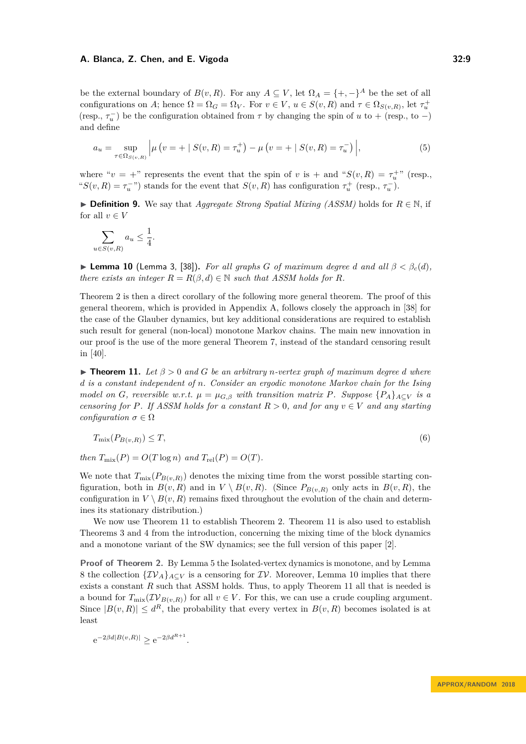be the external boundary of $B(v,R)$. For any $A \subseteq V$, let $\Omega_A = \{+,-\}^A$ be the set of all configurations on $A$; hence $\Omega = \Omega_G = \Omega_V$. For $v \in V$, $u \in S(v,R)$ and $\tau \in \Omega_{S(v,R)}$, let $\tau_u^+$ (resp., $\tau_u^-$) be the configuration obtained from $\tau$ by changing the spin of $u$ to $+$ (resp., to $-$) and define

$$a_u = \sup_{\tau \in \Omega_{S(v,R)}} \left| \mu\left(v = + \mid S(v,R) = \tau_u^+\right) - \mu\left(v = + \mid S(v,R) = \tau_u^-\right) \right|, \tag{5}$$

where "$v = +$" represents the event that the spin of $v$ is $+$ and "$S(v,R) = \tau_u^+$" (resp., "$S(v,R) = \tau_u^-$") stands for the event that $S(v,R)$ has configuration $\tau_u^+$ (resp., $\tau_u^-$).

▶ **Definition 9.** We say that *Aggregate Strong Spatial Mixing (ASSM)* holds for $R \in \mathbb{N}$, if for all $v \in V$

$$\sum_{u \in S(v,R)} a_u \le \frac{1}{4}.$$

▶ **Lemma 10** (Lemma 3, [38]). *For all graphs $G$ of maximum degree $d$ and all $\beta < \beta_c(d)$, there exists an integer $R = R(\beta,d) \in \mathbb{N}$ such that ASSM holds for $R$.*

Theorem 2 is then a direct corollary of the following more general theorem. The proof of this general theorem, which is provided in Appendix A, follows closely the approach in [38] for the case of the Glauber dynamics, but key additional considerations are required to establish such result for general (non-local) monotone Markov chains. The main new innovation in our proof is the use of the more general Theorem 7, instead of the standard censoring result in [40].

▶ **Theorem 11.** *Let $\beta > 0$ and $G$ be an arbitrary $n$-vertex graph of maximum degree $d$ where $d$ is a constant independent of $n$. Consider an ergodic monotone Markov chain for the Ising model on $G$, reversible w.r.t. $\mu = \mu_{G,\beta}$ with transition matrix $P$. Suppose $\{P_A\}_{A\subseteq V}$ is a censoring for $P$. If ASSM holds for a constant $R > 0$, and for any $v \in V$ and any starting configuration $\sigma \in \Omega$*

$$T_{\mathrm{mix}}(P_{B(v,R)}) \le T, \tag{6}$$

*then $T_{\mathrm{mix}}(P) = O(T \log n)$ and $T_{\mathrm{rel}}(P) = O(T)$.*

We note that $T_{\mathrm{mix}}(P_{B(v,R)})$ denotes the mixing time from the worst possible starting configuration, both in $B(v,R)$ and in $V \setminus B(v,R)$. (Since $P_{B(v,R)}$ only acts in $B(v,R)$, the configuration in $V \setminus B(v,R)$ remains fixed throughout the evolution of the chain and determines its stationary distribution.)

We now use Theorem 11 to establish Theorem 2. Theorem 11 is also used to establish Theorems 3 and 4 from the introduction, concerning the mixing time of the block dynamics and a monotone variant of the SW dynamics; see the full version of this paper [2].

**Proof of Theorem 2.** By Lemma 5 the Isolated-vertex dynamics is monotone, and by Lemma 8 the collection $\{\mathcal{IV}_A\}_{A\subseteq V}$ is a censoring for $\mathcal{IV}$. Moreover, Lemma 10 implies that there exists a constant $R$ such that ASSM holds. Thus, to apply Theorem 11 all that is needed is a bound for $T_{\mathrm{mix}}(\mathcal{IV}_{B(v,R)})$ for all $v \in V$. For this, we can use a crude coupling argument. Since $|B(v,R)| \le d^R$, the probability that every vertex in $B(v,R)$ becomes isolated is at least

$$\mathrm{e}^{-2\beta d|B(v,R)|} \ge \mathrm{e}^{-2\beta d^{R+1}}.$$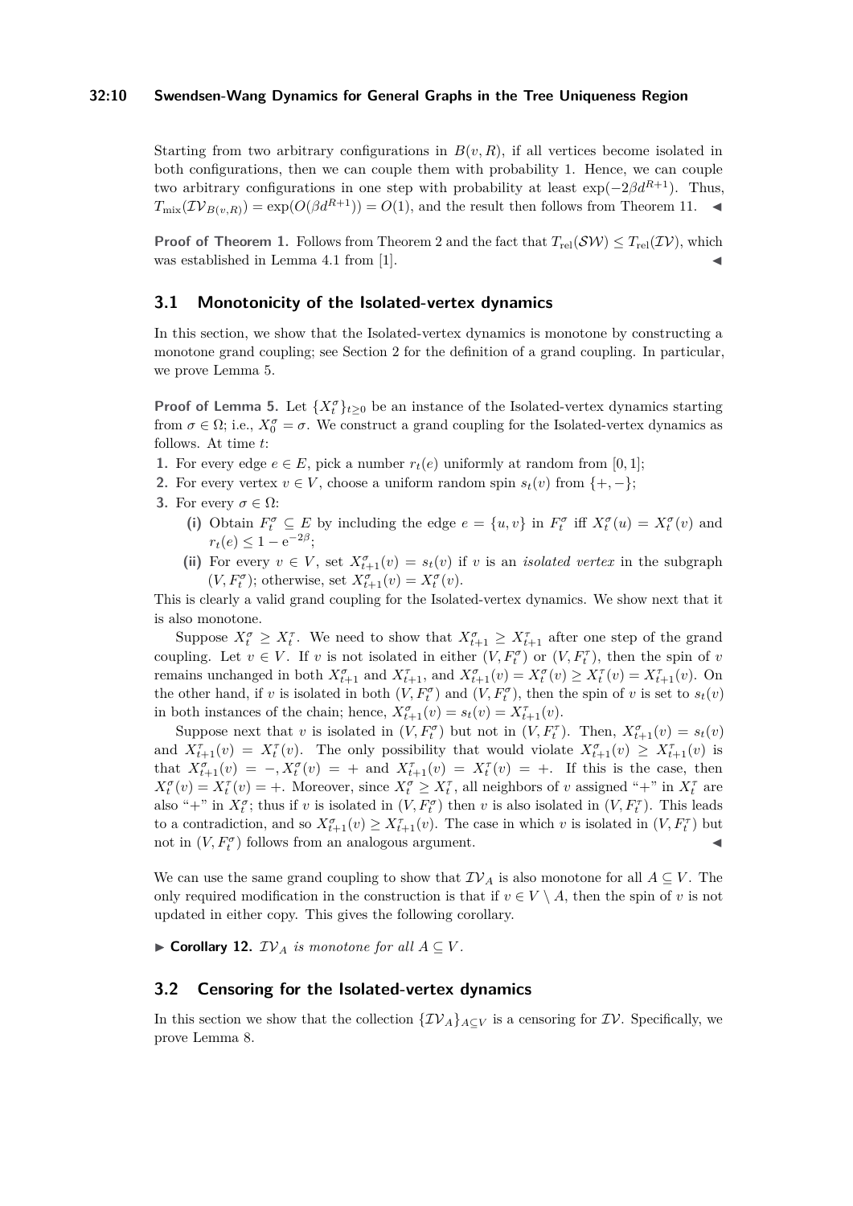Starting from two arbitrary configurations in $B(v,R)$, if all vertices become isolated in both configurations, then we can couple them with probability 1. Hence, we can couple two arbitrary configurations in one step with probability at least $\exp(-2\beta d^{R+1})$. Thus, $T_{\mathrm{mix}}(\mathcal{IV}_{B(v,R)}) = \exp(O(\beta d^{R+1})) = O(1)$, and the result then follows from Theorem 11. ◀

**Proof of Theorem 1.** Follows from Theorem 2 and the fact that $T_{\mathrm{rel}}(\mathcal{SW}) \le T_{\mathrm{rel}}(\mathcal{IV})$, which was established in Lemma 4.1 from [1]. ◀

## 3.1 Monotonicity of the Isolated-vertex dynamics

In this section, we show that the Isolated-vertex dynamics is monotone by constructing a monotone grand coupling; see Section 2 for the definition of a grand coupling. In particular, we prove Lemma 5.

**Proof of Lemma 5.** Let $\{X_t^\sigma\}_{t\ge 0}$ be an instance of the Isolated-vertex dynamics starting from $\sigma \in \Omega$; i.e., $X_0^\sigma = \sigma$. We construct a grand coupling for the Isolated-vertex dynamics as follows. At time $t$:

1. For every edge $e \in E$, pick a number $r_t(e)$ uniformly at random from $[0,1]$;
2. For every vertex $v \in V$, choose a uniform random spin $s_t(v)$ from $\{+,-\}$;
3. For every $\sigma \in \Omega$:
   - **(i)** Obtain $F_t^\sigma \subseteq E$ by including the edge $e = \{u,v\}$ in $F_t^\sigma$ iff $X_t^\sigma(u) = X_t^\sigma(v)$ and $r_t(e) \le 1 - \mathrm{e}^{-2\beta}$;
   - **(ii)** For every $v \in V$, set $X_{t+1}^\sigma(v) = s_t(v)$ if $v$ is an *isolated vertex* in the subgraph $(V, F_t^\sigma)$; otherwise, set $X_{t+1}^\sigma(v) = X_t^\sigma(v)$.

This is clearly a valid grand coupling for the Isolated-vertex dynamics. We show next that it is also monotone.

Suppose $X_t^\sigma \ge X_t^\tau$. We need to show that $X_{t+1}^\sigma \ge X_{t+1}^\tau$ after one step of the grand coupling. Let $v \in V$. If $v$ is not isolated in either $(V, F_t^\sigma)$ or $(V, F_t^\tau)$, then the spin of $v$ remains unchanged in both $X_{t+1}^\sigma$ and $X_{t+1}^\tau$, and $X_{t+1}^\sigma(v) = X_t^\sigma(v) \ge X_t^\tau(v) = X_{t+1}^\tau(v)$. On the other hand, if $v$ is isolated in both $(V, F_t^\sigma)$ and $(V, F_t^\sigma)$, then the spin of $v$ is set to $s_t(v)$ in both instances of the chain; hence, $X_{t+1}^\sigma(v) = s_t(v) = X_{t+1}^\tau(v)$.

Suppose next that $v$ is isolated in $(V, F_t^\sigma)$ but not in $(V, F_t^\tau)$. Then, $X_{t+1}^\sigma(v) = s_t(v)$ and $X_{t+1}^\tau(v) = X_t^\tau(v)$. The only possibility that would violate $X_{t+1}^\sigma(v) \ge X_{t+1}^\tau(v)$ is that $X_{t+1}^\sigma(v) = -, X_t^\sigma(v) = +$ and $X_{t+1}^\tau(v) = X_t^\tau(v) = +$. If this is the case, then $X_t^\sigma(v) = X_t^\tau(v) = +$. Moreover, since $X_t^\sigma \ge X_t^\tau$, all neighbors of $v$ assigned "+" in $X_t^\tau$ are also "+" in $X_t^\sigma$; thus if $v$ is isolated in $(V, F_t^\sigma)$ then $v$ is also isolated in $(V, F_t^\tau)$. This leads to a contradiction, and so $X_{t+1}^\sigma(v) \ge X_{t+1}^\tau(v)$. The case in which $v$ is isolated in $(V, F_t^\tau)$ but not in $(V, F_t^\sigma)$ follows from an analogous argument. ◀

We can use the same grand coupling to show that $\mathcal{IV}_A$ is also monotone for all $A \subseteq V$. The only required modification in the construction is that if $v \in V \setminus A$, then the spin of $v$ is not updated in either copy. This gives the following corollary.

▶ **Corollary 12.** *$\mathcal{IV}_A$ is monotone for all $A \subseteq V$.*

## 3.2 Censoring for the Isolated-vertex dynamics

In this section we show that the collection $\{\mathcal{IV}_A\}_{A\subseteq V}$ is a censoring for $\mathcal{IV}$. Specifically, we prove Lemma 8.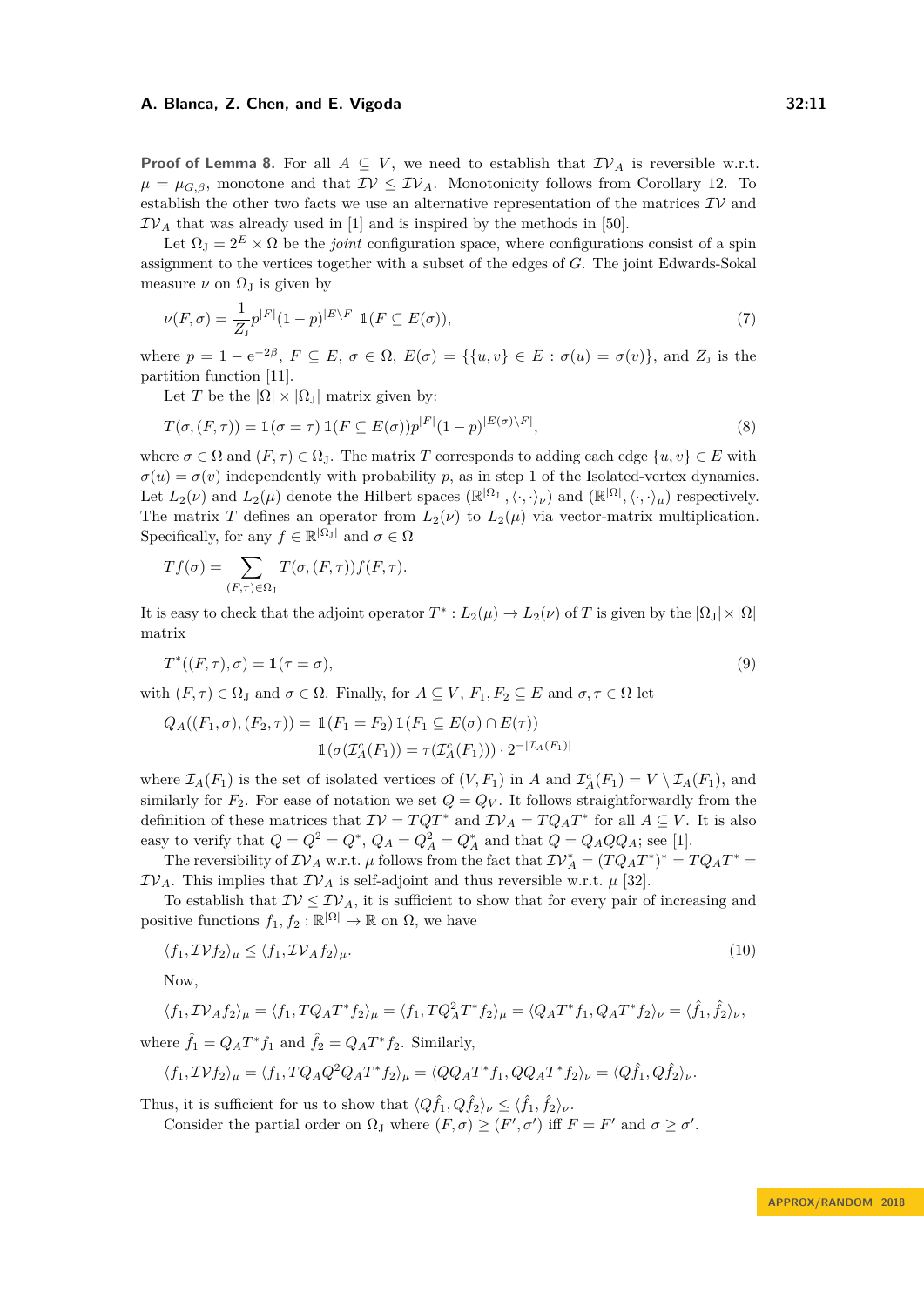**Proof of Lemma 8.** For all $A \subseteq V$, we need to establish that $\mathcal{IV}_A$ is reversible w.r.t. $\mu = \mu_{G,\beta}$, monotone and that $\mathcal{IV} \leq \mathcal{IV}_A$. Monotonicity follows from Corollary 12. To establish the other two facts we use an alternative representation of the matrices $\mathcal{IV}$ and $\mathcal{IV}_A$ that was already used in [1] and is inspired by the methods in [50].

Let $\Omega_J = 2^E \times \Omega$ be the *joint* configuration space, where configurations consist of a spin assignment to the vertices together with a subset of the edges of $G$. The joint Edwards-Sokal measure $\nu$ on $\Omega_J$ is given by

$$\nu(F,\sigma) = \frac{1}{Z_J} p^{|F|}(1-p)^{|E\setminus F|}\, \mathbb{1}(F \subseteq E(\sigma)), \tag{7}$$

where $p = 1 - e^{-2\beta}$, $F \subseteq E$, $\sigma \in \Omega$, $E(\sigma) = \{\{u,v\} \in E : \sigma(u) = \sigma(v)\}$, and $Z_J$ is the partition function [11].

Let $T$ be the $|\Omega| \times |\Omega_J|$ matrix given by:

$$T(\sigma,(F,\tau)) = \mathbb{1}(\sigma = \tau)\, \mathbb{1}(F \subseteq E(\sigma)) p^{|F|}(1-p)^{|E(\sigma)\setminus F|}, \tag{8}$$

where $\sigma \in \Omega$ and $(F,\tau) \in \Omega_J$. The matrix $T$ corresponds to adding each edge $\{u,v\} \in E$ with $\sigma(u) = \sigma(v)$ independently with probability $p$, as in step 1 of the Isolated-vertex dynamics. Let $L_2(\nu)$ and $L_2(\mu)$ denote the Hilbert spaces $(\mathbb{R}^{|\Omega_J|}, \langle \cdot,\cdot \rangle_\nu)$ and $(\mathbb{R}^{|\Omega|}, \langle \cdot,\cdot \rangle_\mu)$ respectively. The matrix $T$ defines an operator from $L_2(\nu)$ to $L_2(\mu)$ via vector-matrix multiplication. Specifically, for any $f \in \mathbb{R}^{|\Omega_J|}$ and $\sigma \in \Omega$

$$Tf(\sigma) = \sum_{(F,\tau)\in\Omega_J} T(\sigma,(F,\tau)) f(F,\tau).$$

It is easy to check that the adjoint operator $T^* : L_2(\mu) \to L_2(\nu)$ of $T$ is given by the $|\Omega_J| \times |\Omega|$ matrix

$$T^*((F,\tau),\sigma) = \mathbb{1}(\tau = \sigma), \tag{9}$$

with $(F,\tau) \in \Omega_J$ and $\sigma \in \Omega$. Finally, for $A \subseteq V$, $F_1, F_2 \subseteq E$ and $\sigma, \tau \in \Omega$ let

$$\begin{aligned} Q_A((F_1,\sigma),(F_2,\tau)) = {} & \mathbb{1}(F_1 = F_2)\, \mathbb{1}(F_1 \subseteq E(\sigma) \cap E(\tau)) \\ & \mathbb{1}(\sigma(\mathcal{I}_A^c(F_1)) = \tau(\mathcal{I}_A^c(F_1))) \cdot 2^{-|\mathcal{I}_A(F_1)|} \end{aligned}$$

where $\mathcal{I}_A(F_1)$ is the set of isolated vertices of $(V, F_1)$ in $A$ and $\mathcal{I}_A^c(F_1) = V \setminus \mathcal{I}_A(F_1)$, and similarly for $F_2$. For ease of notation we set $Q = Q_V$. It follows straightforwardly from the definition of these matrices that $\mathcal{IV} = TQT^*$ and $\mathcal{IV}_A = TQ_AT^*$ for all $A \subseteq V$. It is also easy to verify that $Q = Q^2 = Q^*$, $Q_A = Q_A^2 = Q_A^*$ and that $Q = Q_AQQ_A$; see [1].

The reversibility of $\mathcal{IV}_A$ w.r.t. $\mu$ follows from the fact that $\mathcal{IV}_A^* = (TQ_AT^*)^* = TQ_AT^* = \mathcal{IV}_A$. This implies that $\mathcal{IV}_A$ is self-adjoint and thus reversible w.r.t. $\mu$ [32].

To establish that $\mathcal{IV} \leq \mathcal{IV}_A$, it is sufficient to show that for every pair of increasing and positive functions $f_1, f_2 : \mathbb{R}^{|\Omega|} \to \mathbb{R}$ on $\Omega$, we have

$$\langle f_1, \mathcal{IV} f_2 \rangle_\mu \leq \langle f_1, \mathcal{IV}_A f_2 \rangle_\mu. \tag{10}$$

Now,

$$\langle f_1, \mathcal{IV}_A f_2 \rangle_\mu = \langle f_1, TQ_AT^* f_2 \rangle_\mu = \langle f_1, TQ_A^2T^* f_2 \rangle_\mu = \langle Q_AT^* f_1, Q_AT^* f_2 \rangle_\nu = \langle \hat{f}_1, \hat{f}_2 \rangle_\nu,$$

where $\hat{f}_1 = Q_AT^* f_1$ and $\hat{f}_2 = Q_AT^* f_2$. Similarly,

$$\langle f_1, \mathcal{IV} f_2 \rangle_\mu = \langle f_1, TQ_AQ^2Q_AT^* f_2 \rangle_\mu = \langle QQ_AT^* f_1, QQ_AT^* f_2 \rangle_\nu = \langle Q\hat{f}_1, Q\hat{f}_2 \rangle_\nu.$$

Thus, it is sufficient for us to show that $\langle Q\hat{f}_1, Q\hat{f}_2 \rangle_\nu \leq \langle \hat{f}_1, \hat{f}_2 \rangle_\nu$.

Consider the partial order on $\Omega_J$ where $(F,\sigma) \geq (F',\sigma')$ iff $F = F'$ and $\sigma \geq \sigma'$.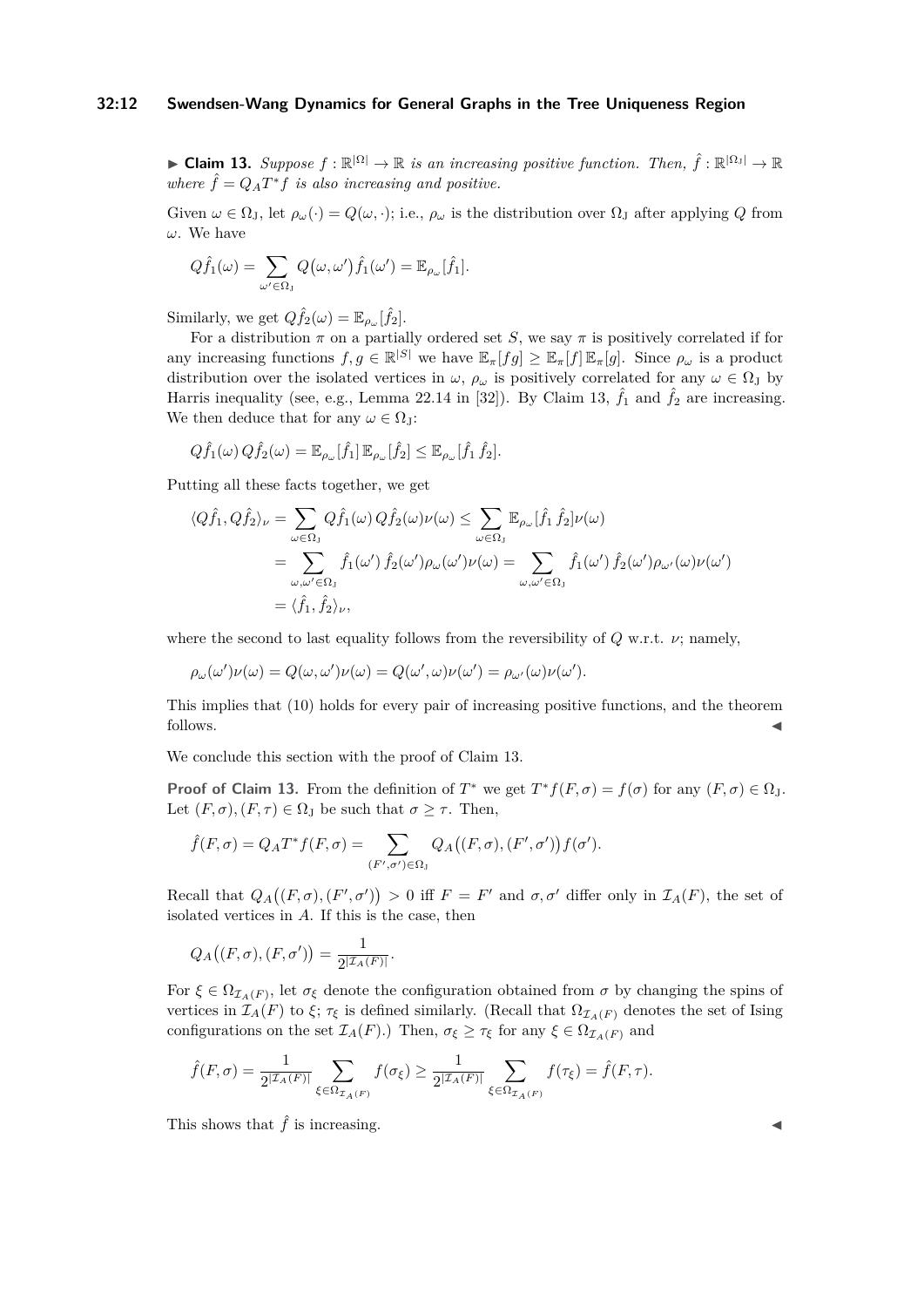▶ **Claim 13.** *Suppose $f : \mathbb{R}^{|\Omega|} \to \mathbb{R}$ is an increasing positive function. Then, $\hat{f} : \mathbb{R}^{|\Omega_{\mathrm{J}}|} \to \mathbb{R}$ where $\hat{f} = Q_A T^* f$ is also increasing and positive.*

Given $\omega \in \Omega_{\mathrm{J}}$, let $\rho_\omega(\cdot) = Q(\omega, \cdot)$; i.e., $\rho_\omega$ is the distribution over $\Omega_{\mathrm{J}}$ after applying $Q$ from $\omega$. We have

$$Q\hat{f}_1(\omega) = \sum_{\omega' \in \Omega_{\mathrm{J}}} Q(\omega, \omega') \hat{f}_1(\omega') = \mathbb{E}_{\rho_\omega}[\hat{f}_1].$$

Similarly, we get $Q\hat{f}_2(\omega) = \mathbb{E}_{\rho_\omega}[\hat{f}_2]$.

For a distribution $\pi$ on a partially ordered set $S$, we say $\pi$ is positively correlated if for any increasing functions $f, g \in \mathbb{R}^{|S|}$ we have $\mathbb{E}_\pi[fg] \geq \mathbb{E}_\pi[f]\,\mathbb{E}_\pi[g]$. Since $\rho_\omega$ is a product distribution over the isolated vertices in $\omega$, $\rho_\omega$ is positively correlated for any $\omega \in \Omega_{\mathrm{J}}$ by Harris inequality (see, e.g., Lemma 22.14 in [32]). By Claim 13, $\hat{f}_1$ and $\hat{f}_2$ are increasing. We then deduce that for any $\omega \in \Omega_{\mathrm{J}}$:

$$Q\hat{f}_1(\omega)\, Q\hat{f}_2(\omega) = \mathbb{E}_{\rho_\omega}[\hat{f}_1]\, \mathbb{E}_{\rho_\omega}[\hat{f}_2] \leq \mathbb{E}_{\rho_\omega}[\hat{f}_1\, \hat{f}_2].$$

Putting all these facts together, we get

$$\begin{aligned}
\langle Q\hat{f}_1, Q\hat{f}_2 \rangle_\nu &= \sum_{\omega \in \Omega_{\mathrm{J}}} Q\hat{f}_1(\omega)\, Q\hat{f}_2(\omega) \nu(\omega) \leq \sum_{\omega \in \Omega_{\mathrm{J}}} \mathbb{E}_{\rho_\omega}[\hat{f}_1\, \hat{f}_2] \nu(\omega) \\
&= \sum_{\omega, \omega' \in \Omega_{\mathrm{J}}} \hat{f}_1(\omega')\, \hat{f}_2(\omega') \rho_\omega(\omega') \nu(\omega) = \sum_{\omega, \omega' \in \Omega_{\mathrm{J}}} \hat{f}_1(\omega')\, \hat{f}_2(\omega') \rho_{\omega'}(\omega) \nu(\omega') \\
&= \langle \hat{f}_1, \hat{f}_2 \rangle_\nu,
\end{aligned}$$

where the second to last equality follows from the reversibility of $Q$ w.r.t. $\nu$; namely,

$$\rho_\omega(\omega') \nu(\omega) = Q(\omega, \omega') \nu(\omega) = Q(\omega', \omega) \nu(\omega') = \rho_{\omega'}(\omega) \nu(\omega').$$

This implies that (10) holds for every pair of increasing positive functions, and the theorem follows. ◀

We conclude this section with the proof of Claim 13.

**Proof of Claim 13.** From the definition of $T^*$ we get $T^* f(F, \sigma) = f(\sigma)$ for any $(F, \sigma) \in \Omega_{\mathrm{J}}$. Let $(F, \sigma), (F, \tau) \in \Omega_{\mathrm{J}}$ be such that $\sigma \geq \tau$. Then,

$$\hat{f}(F, \sigma) = Q_A T^* f(F, \sigma) = \sum_{(F', \sigma') \in \Omega_{\mathrm{J}}} Q_A\big((F, \sigma), (F', \sigma')\big) f(\sigma').$$

Recall that $Q_A\big((F, \sigma), (F', \sigma')\big) > 0$ iff $F = F'$ and $\sigma, \sigma'$ differ only in $\mathcal{I}_A(F)$, the set of isolated vertices in $A$. If this is the case, then

$$Q_A\big((F, \sigma), (F, \sigma')\big) = \frac{1}{2^{|\mathcal{I}_A(F)|}}.$$

For $\xi \in \Omega_{\mathcal{I}_A(F)}$, let $\sigma_\xi$ denote the configuration obtained from $\sigma$ by changing the spins of vertices in $\mathcal{I}_A(F)$ to $\xi$; $\tau_\xi$ is defined similarly. (Recall that $\Omega_{\mathcal{I}_A(F)}$ denotes the set of Ising configurations on the set $\mathcal{I}_A(F)$.) Then, $\sigma_\xi \geq \tau_\xi$ for any $\xi \in \Omega_{\mathcal{I}_A(F)}$ and

$$\hat{f}(F, \sigma) = \frac{1}{2^{|\mathcal{I}_A(F)|}} \sum_{\xi \in \Omega_{\mathcal{I}_A(F)}} f(\sigma_\xi) \geq \frac{1}{2^{|\mathcal{I}_A(F)|}} \sum_{\xi \in \Omega_{\mathcal{I}_A(F)}} f(\tau_\xi) = \hat{f}(F, \tau).$$

This shows that $\hat{f}$ is increasing. ◀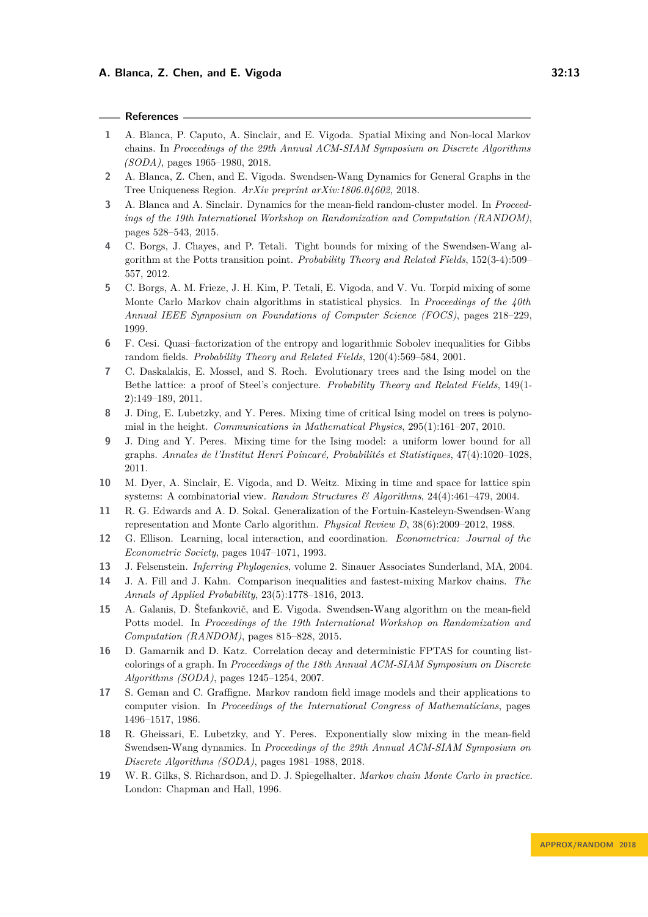## References

1. A. Blanca, P. Caputo, A. Sinclair, and E. Vigoda. Spatial Mixing and Non-local Markov chains. In *Proceedings of the 29th Annual ACM-SIAM Symposium on Discrete Algorithms (SODA)*, pages 1965–1980, 2018.
2. A. Blanca, Z. Chen, and E. Vigoda. Swendsen-Wang Dynamics for General Graphs in the Tree Uniqueness Region. *ArXiv preprint arXiv:1806.04602*, 2018.
3. A. Blanca and A. Sinclair. Dynamics for the mean-field random-cluster model. In *Proceedings of the 19th International Workshop on Randomization and Computation (RANDOM)*, pages 528–543, 2015.
4. C. Borgs, J. Chayes, and P. Tetali. Tight bounds for mixing of the Swendsen-Wang algorithm at the Potts transition point. *Probability Theory and Related Fields*, 152(3-4):509–557, 2012.
5. C. Borgs, A. M. Frieze, J. H. Kim, P. Tetali, E. Vigoda, and V. Vu. Torpid mixing of some Monte Carlo Markov chain algorithms in statistical physics. In *Proceedings of the 40th Annual IEEE Symposium on Foundations of Computer Science (FOCS)*, pages 218–229, 1999.
6. F. Cesi. Quasi–factorization of the entropy and logarithmic Sobolev inequalities for Gibbs random fields. *Probability Theory and Related Fields*, 120(4):569–584, 2001.
7. C. Daskalakis, E. Mossel, and S. Roch. Evolutionary trees and the Ising model on the Bethe lattice: a proof of Steel's conjecture. *Probability Theory and Related Fields*, 149(1-2):149–189, 2011.
8. J. Ding, E. Lubetzky, and Y. Peres. Mixing time of critical Ising model on trees is polynomial in the height. *Communications in Mathematical Physics*, 295(1):161–207, 2010.
9. J. Ding and Y. Peres. Mixing time for the Ising model: a uniform lower bound for all graphs. *Annales de l'Institut Henri Poincaré, Probabilités et Statistiques*, 47(4):1020–1028, 2011.
10. M. Dyer, A. Sinclair, E. Vigoda, and D. Weitz. Mixing in time and space for lattice spin systems: A combinatorial view. *Random Structures & Algorithms*, 24(4):461–479, 2004.
11. R. G. Edwards and A. D. Sokal. Generalization of the Fortuin-Kasteleyn-Swendsen-Wang representation and Monte Carlo algorithm. *Physical Review D*, 38(6):2009–2012, 1988.
12. G. Ellison. Learning, local interaction, and coordination. *Econometrica: Journal of the Econometric Society*, pages 1047–1071, 1993.
13. J. Felsenstein. *Inferring Phylogenies*, volume 2. Sinauer Associates Sunderland, MA, 2004.
14. J. A. Fill and J. Kahn. Comparison inequalities and fastest-mixing Markov chains. *The Annals of Applied Probability*, 23(5):1778–1816, 2013.
15. A. Galanis, D. Štefankovič, and E. Vigoda. Swendsen-Wang algorithm on the mean-field Potts model. In *Proceedings of the 19th International Workshop on Randomization and Computation (RANDOM)*, pages 815–828, 2015.
16. D. Gamarnik and D. Katz. Correlation decay and deterministic FPTAS for counting list-colorings of a graph. In *Proceedings of the 18th Annual ACM-SIAM Symposium on Discrete Algorithms (SODA)*, pages 1245–1254, 2007.
17. S. Geman and C. Graffigne. Markov random field image models and their applications to computer vision. In *Proceedings of the International Congress of Mathematicians*, pages 1496–1517, 1986.
18. R. Gheissari, E. Lubetzky, and Y. Peres. Exponentially slow mixing in the mean-field Swendsen-Wang dynamics. In *Proceedings of the 29th Annual ACM-SIAM Symposium on Discrete Algorithms (SODA)*, pages 1981–1988, 2018.
19. W. R. Gilks, S. Richardson, and D. J. Spiegelhalter. *Markov chain Monte Carlo in practice*. London: Chapman and Hall, 1996.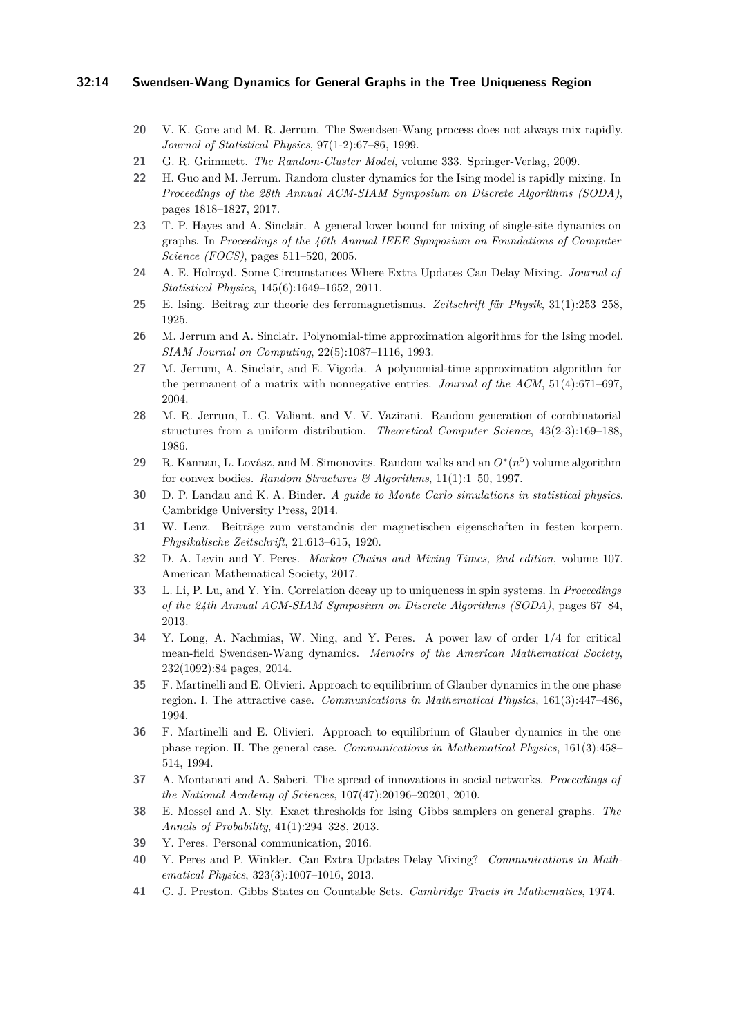20 V. K. Gore and M. R. Jerrum. The Swendsen-Wang process does not always mix rapidly. *Journal of Statistical Physics*, 97(1-2):67–86, 1999.

21 G. R. Grimmett. *The Random-Cluster Model*, volume 333. Springer-Verlag, 2009.

22 H. Guo and M. Jerrum. Random cluster dynamics for the Ising model is rapidly mixing. In *Proceedings of the 28th Annual ACM-SIAM Symposium on Discrete Algorithms (SODA)*, pages 1818–1827, 2017.

23 T. P. Hayes and A. Sinclair. A general lower bound for mixing of single-site dynamics on graphs. In *Proceedings of the 46th Annual IEEE Symposium on Foundations of Computer Science (FOCS)*, pages 511–520, 2005.

24 A. E. Holroyd. Some Circumstances Where Extra Updates Can Delay Mixing. *Journal of Statistical Physics*, 145(6):1649–1652, 2011.

25 E. Ising. Beitrag zur theorie des ferromagnetismus. *Zeitschrift für Physik*, 31(1):253–258, 1925.

26 M. Jerrum and A. Sinclair. Polynomial-time approximation algorithms for the Ising model. *SIAM Journal on Computing*, 22(5):1087–1116, 1993.

27 M. Jerrum, A. Sinclair, and E. Vigoda. A polynomial-time approximation algorithm for the permanent of a matrix with nonnegative entries. *Journal of the ACM*, 51(4):671–697, 2004.

28 M. R. Jerrum, L. G. Valiant, and V. V. Vazirani. Random generation of combinatorial structures from a uniform distribution. *Theoretical Computer Science*, 43(2-3):169–188, 1986.

29 R. Kannan, L. Lovász, and M. Simonovits. Random walks and an $O^*(n^5)$ volume algorithm for convex bodies. *Random Structures & Algorithms*, 11(1):1–50, 1997.

30 D. P. Landau and K. A. Binder. *A guide to Monte Carlo simulations in statistical physics*. Cambridge University Press, 2014.

31 W. Lenz. Beiträge zum verstandnis der magnetischen eigenschaften in festen korpern. *Physikalische Zeitschrift*, 21:613–615, 1920.

32 D. A. Levin and Y. Peres. *Markov Chains and Mixing Times, 2nd edition*, volume 107. American Mathematical Society, 2017.

33 L. Li, P. Lu, and Y. Yin. Correlation decay up to uniqueness in spin systems. In *Proceedings of the 24th Annual ACM-SIAM Symposium on Discrete Algorithms (SODA)*, pages 67–84, 2013.

34 Y. Long, A. Nachmias, W. Ning, and Y. Peres. A power law of order 1/4 for critical mean-field Swendsen-Wang dynamics. *Memoirs of the American Mathematical Society*, 232(1092):84 pages, 2014.

35 F. Martinelli and E. Olivieri. Approach to equilibrium of Glauber dynamics in the one phase region. I. The attractive case. *Communications in Mathematical Physics*, 161(3):447–486, 1994.

36 F. Martinelli and E. Olivieri. Approach to equilibrium of Glauber dynamics in the one phase region. II. The general case. *Communications in Mathematical Physics*, 161(3):458–514, 1994.

37 A. Montanari and A. Saberi. The spread of innovations in social networks. *Proceedings of the National Academy of Sciences*, 107(47):20196–20201, 2010.

38 E. Mossel and A. Sly. Exact thresholds for Ising–Gibbs samplers on general graphs. *The Annals of Probability*, 41(1):294–328, 2013.

39 Y. Peres. Personal communication, 2016.

40 Y. Peres and P. Winkler. Can Extra Updates Delay Mixing? *Communications in Mathematical Physics*, 323(3):1007–1016, 2013.

41 C. J. Preston. Gibbs States on Countable Sets. *Cambridge Tracts in Mathematics*, 1974.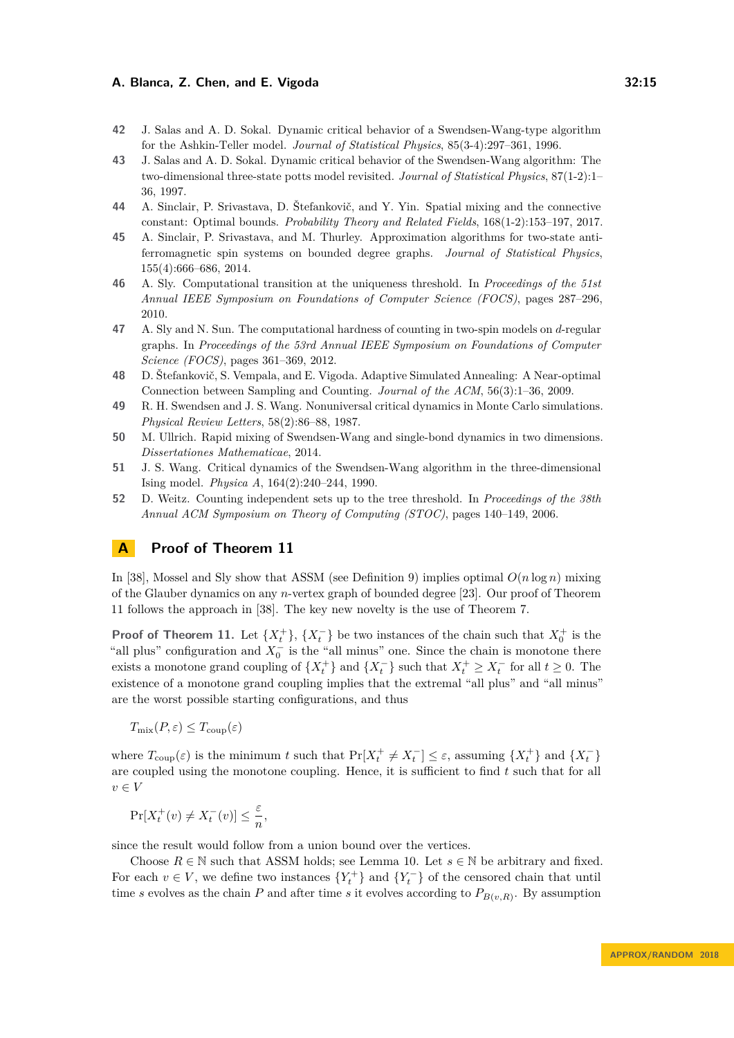42 J. Salas and A. D. Sokal. Dynamic critical behavior of a Swendsen-Wang-type algorithm for the Ashkin-Teller model. *Journal of Statistical Physics*, 85(3-4):297–361, 1996.

43 J. Salas and A. D. Sokal. Dynamic critical behavior of the Swendsen-Wang algorithm: The two-dimensional three-state potts model revisited. *Journal of Statistical Physics*, 87(1-2):1–36, 1997.

44 A. Sinclair, P. Srivastava, D. Štefankovič, and Y. Yin. Spatial mixing and the connective constant: Optimal bounds. *Probability Theory and Related Fields*, 168(1-2):153–197, 2017.

45 A. Sinclair, P. Srivastava, and M. Thurley. Approximation algorithms for two-state anti-ferromagnetic spin systems on bounded degree graphs. *Journal of Statistical Physics*, 155(4):666–686, 2014.

46 A. Sly. Computational transition at the uniqueness threshold. In *Proceedings of the 51st Annual IEEE Symposium on Foundations of Computer Science (FOCS)*, pages 287–296, 2010.

47 A. Sly and N. Sun. The computational hardness of counting in two-spin models on $d$-regular graphs. In *Proceedings of the 53rd Annual IEEE Symposium on Foundations of Computer Science (FOCS)*, pages 361–369, 2012.

48 D. Štefankovič, S. Vempala, and E. Vigoda. Adaptive Simulated Annealing: A Near-optimal Connection between Sampling and Counting. *Journal of the ACM*, 56(3):1–36, 2009.

49 R. H. Swendsen and J. S. Wang. Nonuniversal critical dynamics in Monte Carlo simulations. *Physical Review Letters*, 58(2):86–88, 1987.

50 M. Ullrich. Rapid mixing of Swendsen-Wang and single-bond dynamics in two dimensions. *Dissertationes Mathematicae*, 2014.

51 J. S. Wang. Critical dynamics of the Swendsen-Wang algorithm in the three-dimensional Ising model. *Physica A*, 164(2):240–244, 1990.

52 D. Weitz. Counting independent sets up to the tree threshold. In *Proceedings of the 38th Annual ACM Symposium on Theory of Computing (STOC)*, pages 140–149, 2006.

# A Proof of Theorem 11

In [38], Mossel and Sly show that ASSM (see Definition 9) implies optimal $O(n \log n)$ mixing of the Glauber dynamics on any $n$-vertex graph of bounded degree [23]. Our proof of Theorem 11 follows the approach in [38]. The key new novelty is the use of Theorem 7.

**Proof of Theorem 11.** Let $\{X_t^+\}$, $\{X_t^-\}$ be two instances of the chain such that $X_0^+$ is the "all plus" configuration and $X_0^-$ is the "all minus" one. Since the chain is monotone there exists a monotone grand coupling of $\{X_t^+\}$ and $\{X_t^-\}$ such that $X_t^+ \geq X_t^-$ for all $t \geq 0$. The existence of a monotone grand coupling implies that the extremal "all plus" and "all minus" are the worst possible starting configurations, and thus

$$T_{\mathrm{mix}}(P, \varepsilon) \leq T_{\mathrm{coup}}(\varepsilon)$$

where $T_{\mathrm{coup}}(\varepsilon)$ is the minimum $t$ such that $\Pr[X_t^+ \neq X_t^-] \leq \varepsilon$, assuming $\{X_t^+\}$ and $\{X_t^-\}$ are coupled using the monotone coupling. Hence, it is sufficient to find $t$ such that for all $v \in V$

$$\Pr[X_t^+(v) \neq X_t^-(v)] \leq \frac{\varepsilon}{n},$$

since the result would follow from a union bound over the vertices.

Choose $R \in \mathbb{N}$ such that ASSM holds; see Lemma 10. Let $s \in \mathbb{N}$ be arbitrary and fixed. For each $v \in V$, we define two instances $\{Y_t^+\}$ and $\{Y_t^-\}$ of the censored chain that until time $s$ evolves as the chain $P$ and after time $s$ it evolves according to $P_{B(v,R)}$. By assumption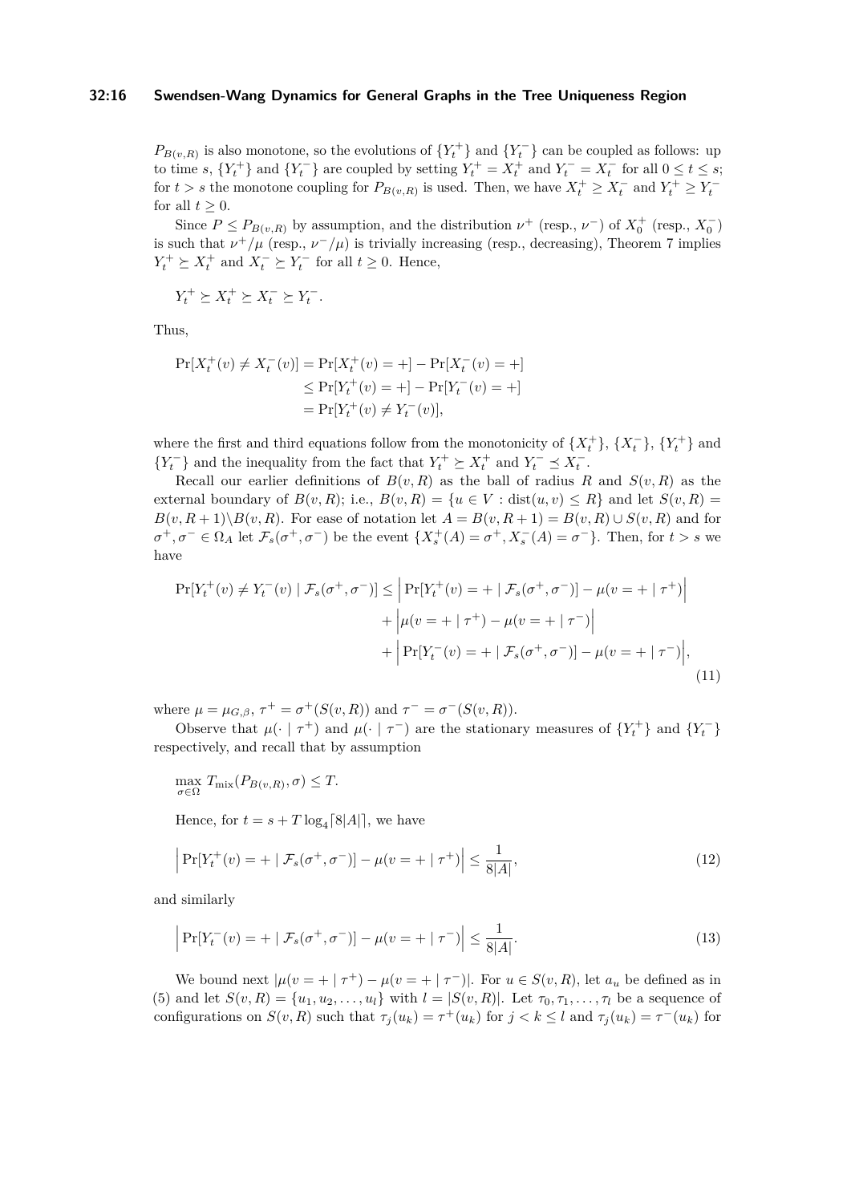$P_{B(v,R)}$ is also monotone, so the evolutions of $\{Y_t^+\}$ and $\{Y_t^-\}$ can be coupled as follows: up to time $s$, $\{Y_t^+\}$ and $\{Y_t^-\}$ are coupled by setting $Y_t^+ = X_t^+$ and $Y_t^- = X_t^-$ for all $0 \le t \le s$; for $t > s$ the monotone coupling for $P_{B(v,R)}$ is used. Then, we have $X_t^+ \ge X_t^-$ and $Y_t^+ \ge Y_t^-$ for all $t \ge 0$.

Since $P \le P_{B(v,R)}$ by assumption, and the distribution $\nu^+$ (resp., $\nu^-$) of $X_0^+$ (resp., $X_0^-$) is such that $\nu^+/\mu$ (resp., $\nu^-/\mu$) is trivially increasing (resp., decreasing), Theorem 7 implies $Y_t^+ \succeq X_t^+$ and $X_t^- \succeq Y_t^-$ for all $t \ge 0$. Hence,

$$Y_t^+ \succeq X_t^+ \succeq X_t^- \succeq Y_t^-.$$

Thus,

$$\begin{aligned}\Pr[X_t^+(v) \ne X_t^-(v)] &= \Pr[X_t^+(v) = +] - \Pr[X_t^-(v) = +]\\ &\le \Pr[Y_t^+(v) = +] - \Pr[Y_t^-(v) = +]\\ &= \Pr[Y_t^+(v) \ne Y_t^-(v)],\end{aligned}$$

where the first and third equations follow from the monotonicity of $\{X_t^+\}$, $\{X_t^-\}$, $\{Y_t^+\}$ and $\{Y_t^-\}$ and the inequality from the fact that $Y_t^+ \succeq X_t^+$ and $Y_t^- \preceq X_t^-$.

Recall our earlier definitions of $B(v,R)$ as the ball of radius $R$ and $S(v,R)$ as the external boundary of $B(v,R)$; i.e., $B(v,R) = \{u \in V : \mathrm{dist}(u,v) \le R\}$ and let $S(v,R) = B(v,R+1)\backslash B(v,R)$. For ease of notation let $A = B(v,R+1) = B(v,R) \cup S(v,R)$ and for $\sigma^+, \sigma^- \in \Omega_A$ let $\mathcal{F}_s(\sigma^+,\sigma^-)$ be the event $\{X_s^+(A) = \sigma^+, X_s^-(A) = \sigma^-\}$. Then, for $t > s$ we have

$$\begin{aligned}\Pr[Y_t^+(v) \ne Y_t^-(v) \mid \mathcal{F}_s(\sigma^+,\sigma^-)] \le &\left|\Pr[Y_t^+(v) = + \mid \mathcal{F}_s(\sigma^+,\sigma^-)] - \mu(v = + \mid \tau^+)\right|\\ &+ \left|\mu(v = + \mid \tau^+) - \mu(v = + \mid \tau^-)\right|\\ &+ \left|\Pr[Y_t^-(v) = + \mid \mathcal{F}_s(\sigma^+,\sigma^-)] - \mu(v = + \mid \tau^-)\right|,\end{aligned}\tag{11}$$

where $\mu = \mu_{G,\beta}$, $\tau^+ = \sigma^+(S(v,R))$ and $\tau^- = \sigma^-(S(v,R))$.

Observe that $\mu(\cdot \mid \tau^+)$ and $\mu(\cdot \mid \tau^-)$ are the stationary measures of $\{Y_t^+\}$ and $\{Y_t^-\}$ respectively, and recall that by assumption

$$\max_{\sigma \in \Omega} T_{\mathrm{mix}}(P_{B(v,R)}, \sigma) \le T.$$

Hence, for $t = s + T \log_4 \lceil 8|A| \rceil$, we have

$$\left|\Pr[Y_t^+(v) = + \mid \mathcal{F}_s(\sigma^+,\sigma^-)] - \mu(v = + \mid \tau^+)\right| \le \frac{1}{8|A|},\tag{12}$$

and similarly

$$\left|\Pr[Y_t^-(v) = + \mid \mathcal{F}_s(\sigma^+,\sigma^-)] - \mu(v = + \mid \tau^-)\right| \le \frac{1}{8|A|}.\tag{13}$$

We bound next $|\mu(v = + \mid \tau^+) - \mu(v = + \mid \tau^-)|$. For $u \in S(v,R)$, let $a_u$ be defined as in (5) and let $S(v,R) = \{u_1, u_2, \ldots, u_l\}$ with $l = |S(v,R)|$. Let $\tau_0, \tau_1, \ldots, \tau_l$ be a sequence of configurations on $S(v,R)$ such that $\tau_j(u_k) = \tau^+(u_k)$ for $j < k \le l$ and $\tau_j(u_k) = \tau^-(u_k)$ for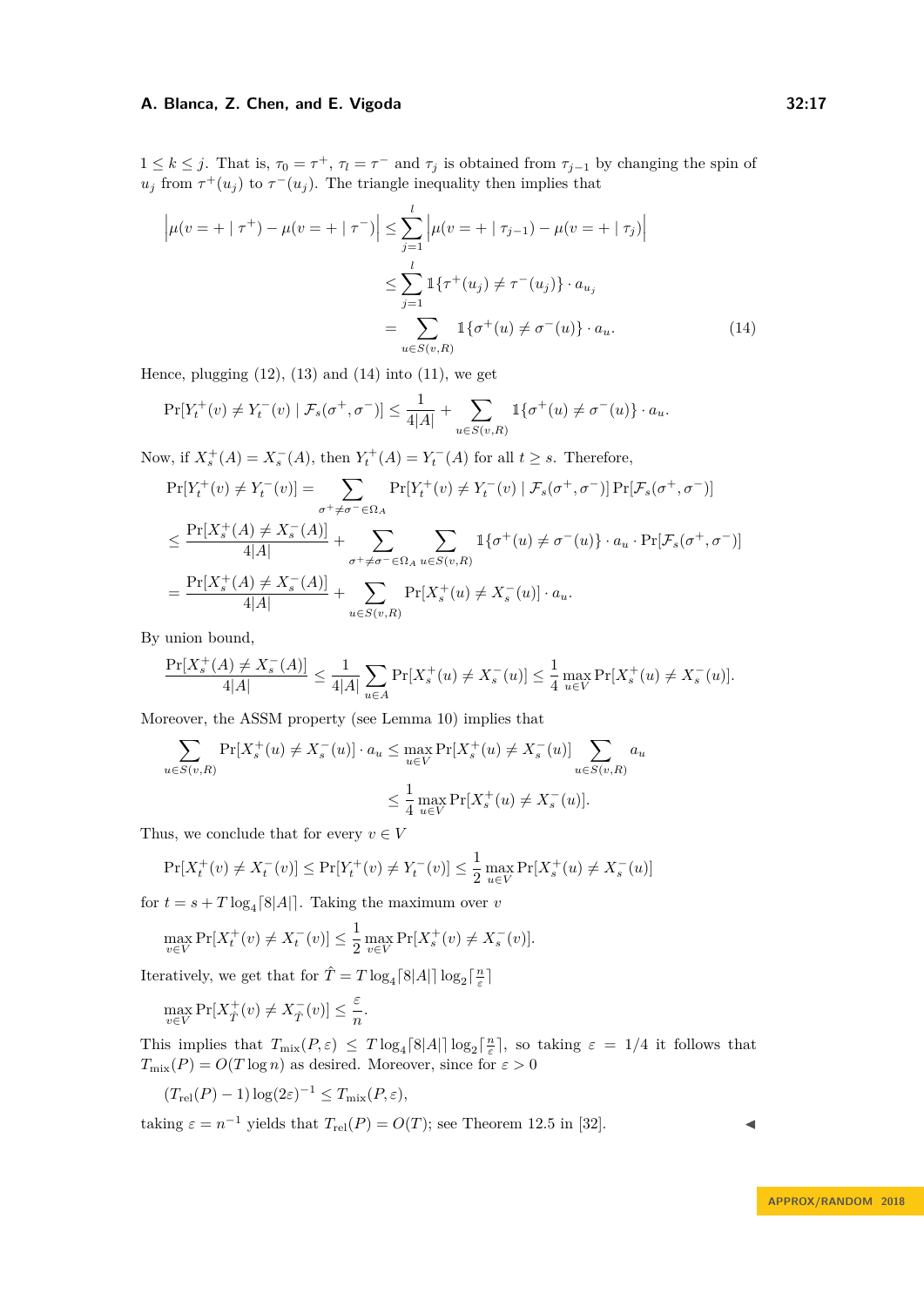$1 \le k \le j$. That is, $\tau_0 = \tau^+$, $\tau_l = \tau^-$ and $\tau_j$ is obtained from $\tau_{j-1}$ by changing the spin of $u_j$ from $\tau^+(u_j)$ to $\tau^-(u_j)$. The triangle inequality then implies that

$$
\begin{aligned}
\left|\mu(v=+\mid\tau^+) - \mu(v=+\mid\tau^-)\right| &\le \sum_{j=1}^{l}\left|\mu(v=+\mid\tau_{j-1}) - \mu(v=+\mid\tau_j)\right| \\
&\le \sum_{j=1}^{l} \mathbb{1}\{\tau^+(u_j)\ne\tau^-(u_j)\}\cdot a_{u_j} \\
&= \sum_{u\in S(v,R)} \mathbb{1}\{\sigma^+(u)\ne\sigma^-(u)\}\cdot a_u. \qquad (14)
\end{aligned}
$$

Hence, plugging (12), (13) and (14) into (11), we get

$$
\Pr[Y_t^+(v)\ne Y_t^-(v)\mid \mathcal{F}_s(\sigma^+,\sigma^-)] \le \frac{1}{4|A|} + \sum_{u\in S(v,R)} \mathbb{1}\{\sigma^+(u)\ne\sigma^-(u)\}\cdot a_u.
$$

Now, if $X_s^+(A) = X_s^-(A)$, then $Y_t^+(A) = Y_t^-(A)$ for all $t\ge s$. Therefore,

$$
\begin{aligned}
\Pr[Y_t^+(v)\ne Y_t^-(v)] &= \sum_{\sigma^+\ne\sigma^-\in\Omega_A} \Pr[Y_t^+(v)\ne Y_t^-(v)\mid \mathcal{F}_s(\sigma^+,\sigma^-)]\Pr[\mathcal{F}_s(\sigma^+,\sigma^-)] \\
&\le \frac{\Pr[X_s^+(A)\ne X_s^-(A)]}{4|A|} + \sum_{\sigma^+\ne\sigma^-\in\Omega_A}\sum_{u\in S(v,R)} \mathbb{1}\{\sigma^+(u)\ne\sigma^-(u)\}\cdot a_u\cdot\Pr[\mathcal{F}_s(\sigma^+,\sigma^-)] \\
&= \frac{\Pr[X_s^+(A)\ne X_s^-(A)]}{4|A|} + \sum_{u\in S(v,R)} \Pr[X_s^+(u)\ne X_s^-(u)]\cdot a_u.
\end{aligned}
$$

By union bound,

$$
\frac{\Pr[X_s^+(A)\ne X_s^-(A)]}{4|A|} \le \frac{1}{4|A|}\sum_{u\in A}\Pr[X_s^+(u)\ne X_s^-(u)] \le \frac{1}{4}\max_{u\in V}\Pr[X_s^+(u)\ne X_s^-(u)].
$$

Moreover, the ASSM property (see Lemma 10) implies that

$$
\begin{aligned}
\sum_{u\in S(v,R)} \Pr[X_s^+(u)\ne X_s^-(u)]\cdot a_u &\le \max_{u\in V}\Pr[X_s^+(u)\ne X_s^-(u)] \sum_{u\in S(v,R)} a_u \\
&\le \frac{1}{4}\max_{u\in V}\Pr[X_s^+(u)\ne X_s^-(u)].
\end{aligned}
$$

Thus, we conclude that for every $v\in V$

$$
\Pr[X_t^+(v)\ne X_t^-(v)] \le \Pr[Y_t^+(v)\ne Y_t^-(v)] \le \frac{1}{2}\max_{u\in V}\Pr[X_s^+(u)\ne X_s^-(u)]
$$

for $t = s + T\log_4\lceil 8|A|\rceil$. Taking the maximum over $v$

$$
\max_{v\in V}\Pr[X_t^+(v)\ne X_t^-(v)] \le \frac{1}{2}\max_{v\in V}\Pr[X_s^+(v)\ne X_s^-(v)].
$$

Iteratively, we get that for $\hat{T} = T\log_4\lceil 8|A|\rceil\log_2\lceil\frac{n}{\varepsilon}\rceil$

$$
\max_{v\in V}\Pr[X_{\hat{T}}^+(v)\ne X_{\hat{T}}^-(v)] \le \frac{\varepsilon}{n}.
$$

This implies that $T_{\mathrm{mix}}(P,\varepsilon) \le T\log_4\lceil 8|A|\rceil\log_2\lceil\frac{n}{\varepsilon}\rceil$, so taking $\varepsilon = 1/4$ it follows that $T_{\mathrm{mix}}(P) = O(T\log n)$ as desired. Moreover, since for $\varepsilon > 0$

$$
(T_{\mathrm{rel}}(P) - 1)\log(2\varepsilon)^{-1} \le T_{\mathrm{mix}}(P,\varepsilon),
$$

taking $\varepsilon = n^{-1}$ yields that $T_{\mathrm{rel}}(P) = O(T)$; see Theorem 12.5 in [32]. ◂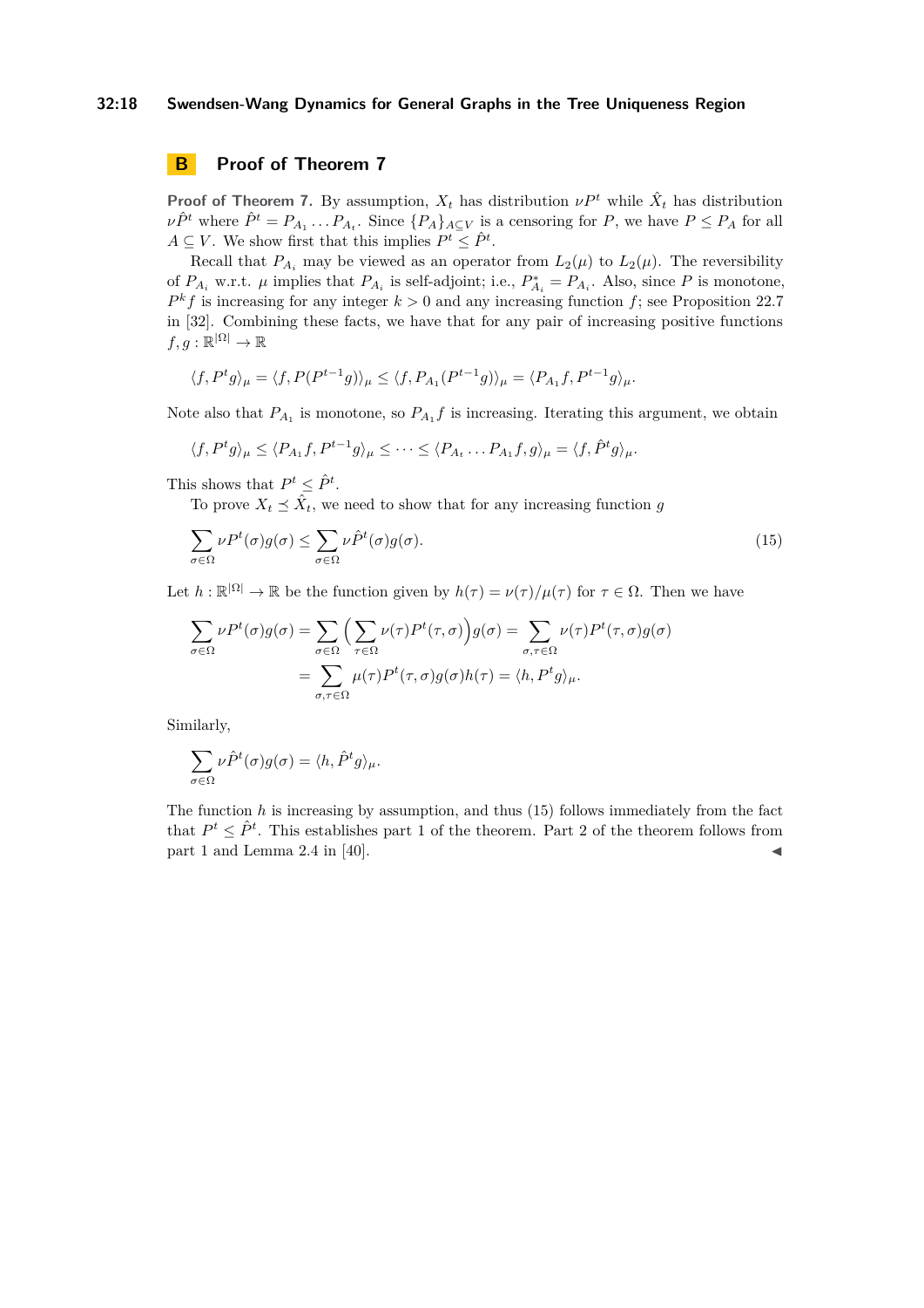# B Proof of Theorem 7

**Proof of Theorem 7.** By assumption, $X_t$ has distribution $\nu P^t$ while $\hat{X}_t$ has distribution $\nu \hat{P}^t$ where $\hat{P}^t = P_{A_1} \dots P_{A_t}$. Since $\{P_A\}_{A \subseteq V}$ is a censoring for $P$, we have $P \leq P_A$ for all $A \subseteq V$. We show first that this implies $P^t \leq \hat{P}^t$.

Recall that $P_{A_i}$ may be viewed as an operator from $L_2(\mu)$ to $L_2(\mu)$. The reversibility of $P_{A_i}$ w.r.t. $\mu$ implies that $P_{A_i}$ is self-adjoint; i.e., $P_{A_i}^* = P_{A_i}$. Also, since $P$ is monotone, $P^k f$ is increasing for any integer $k > 0$ and any increasing function $f$; see Proposition 22.7 in [32]. Combining these facts, we have that for any pair of increasing positive functions $f, g : \mathbb{R}^{|\Omega|} \to \mathbb{R}$

$$\langle f, P^t g \rangle_\mu = \langle f, P(P^{t-1} g) \rangle_\mu \leq \langle f, P_{A_1}(P^{t-1} g) \rangle_\mu = \langle P_{A_1} f, P^{t-1} g \rangle_\mu.$$

Note also that $P_{A_1}$ is monotone, so $P_{A_1} f$ is increasing. Iterating this argument, we obtain

$$\langle f, P^t g \rangle_\mu \leq \langle P_{A_1} f, P^{t-1} g \rangle_\mu \leq \dots \leq \langle P_{A_t} \dots P_{A_1} f, g \rangle_\mu = \langle f, \hat{P}^t g \rangle_\mu.$$

This shows that $P^t \leq \hat{P}^t$.

To prove $X_t \preceq \hat{X}_t$, we need to show that for any increasing function $g$

$$\sum_{\sigma \in \Omega} \nu P^t(\sigma) g(\sigma) \leq \sum_{\sigma \in \Omega} \nu \hat{P}^t(\sigma) g(\sigma). \tag{15}$$

Let $h : \mathbb{R}^{|\Omega|} \to \mathbb{R}$ be the function given by $h(\tau) = \nu(\tau)/\mu(\tau)$ for $\tau \in \Omega$. Then we have

$$\begin{aligned}
\sum_{\sigma \in \Omega} \nu P^t(\sigma) g(\sigma) &= \sum_{\sigma \in \Omega} \Big( \sum_{\tau \in \Omega} \nu(\tau) P^t(\tau, \sigma) \Big) g(\sigma) = \sum_{\sigma, \tau \in \Omega} \nu(\tau) P^t(\tau, \sigma) g(\sigma) \\
&= \sum_{\sigma, \tau \in \Omega} \mu(\tau) P^t(\tau, \sigma) g(\sigma) h(\tau) = \langle h, P^t g \rangle_\mu.
\end{aligned}$$

Similarly,

$$\sum_{\sigma \in \Omega} \nu \hat{P}^t(\sigma) g(\sigma) = \langle h, \hat{P}^t g \rangle_\mu.$$

The function $h$ is increasing by assumption, and thus (15) follows immediately from the fact that $P^t \leq \hat{P}^t$. This establishes part 1 of the theorem. Part 2 of the theorem follows from part 1 and Lemma 2.4 in [40]. ◀